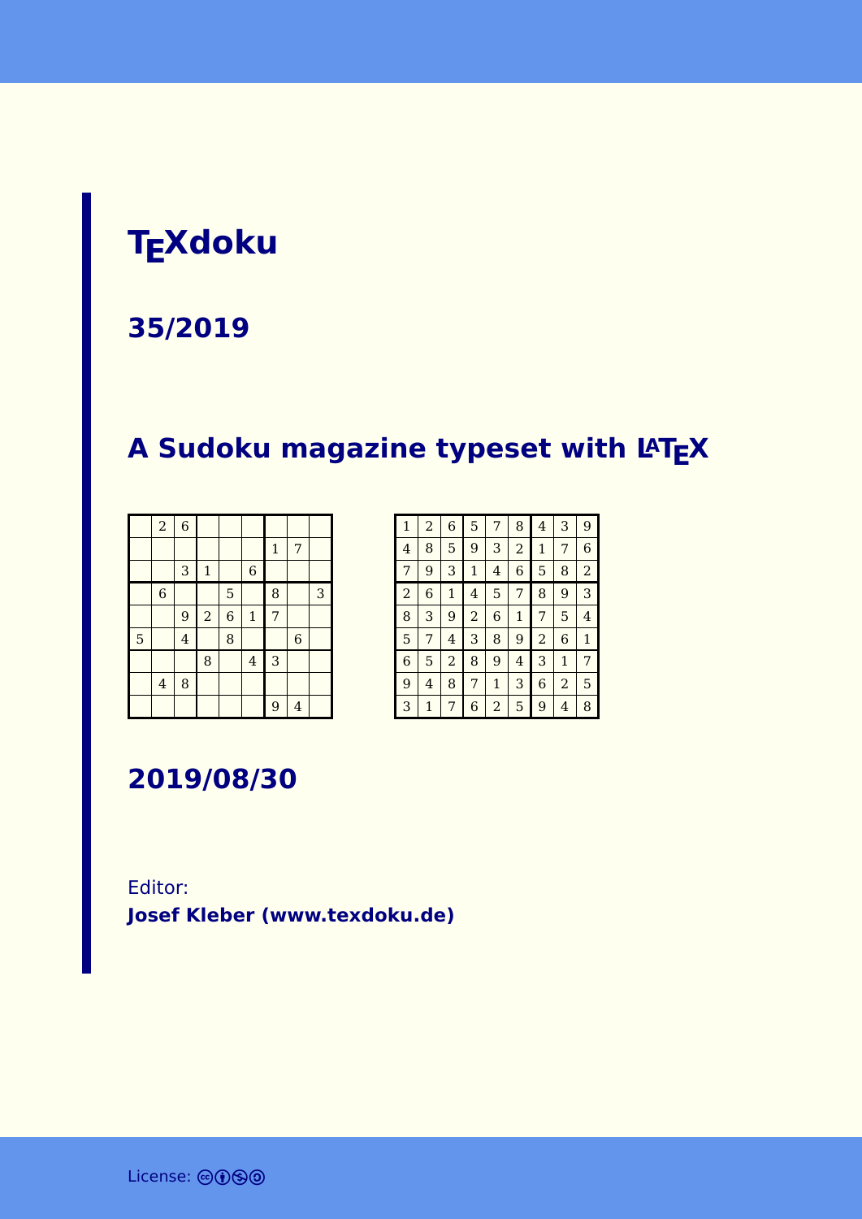# TEXdoku

## 35/2019

## A Sudoku magazine typeset with LATEX

|   |   |   |   |   |   |   |   |   |
|---|---|---|---|---|---|---|---|---|
|   | 2 | 6 |   |   |   |   |   |   |
|   |   |   |   |   |   | 1 | 7 |   |
|   |   | 3 | 1 |   | 6 |   |   |   |
|   | 6 |   |   | 5 |   | 8 |   | 3 |
|   |   | 9 | 2 | 6 | 1 | 7 |   |   |
| 5 |   | 4 |   | 8 |   |   | 6 |   |
|   |   |   | 8 |   | 4 | 3 |   |   |
|   | 4 | 8 |   |   |   |   |   |   |
|   |   |   |   |   |   | 9 | 4 |   |

|   |   |   |   |   |   |   |   |   |
|---|---|---|---|---|---|---|---|---|
| 1 | 2 | 6 | 5 | 7 | 8 | 4 | 3 | 9 |
| 4 | 8 | 5 | 9 | 3 | 2 | 1 | 7 | 6 |
| 7 | 9 | 3 | 1 | 4 | 6 | 5 | 8 | 2 |
| 2 | 6 | 1 | 4 | 5 | 7 | 8 | 9 | 3 |
| 8 | 3 | 9 | 2 | 6 | 1 | 7 | 5 | 4 |
| 5 | 7 | 4 | 3 | 8 | 9 | 2 | 6 | 1 |
| 6 | 5 | 2 | 8 | 9 | 4 | 3 | 1 | 7 |
| 9 | 4 | 8 | 7 | 1 | 3 | 6 | 2 | 5 |
| 3 | 1 | 7 | 6 | 2 | 5 | 9 | 4 | 8 |

## 2019/08/30

Editor:
**Josef Kleber (www.texdoku.de)**

License: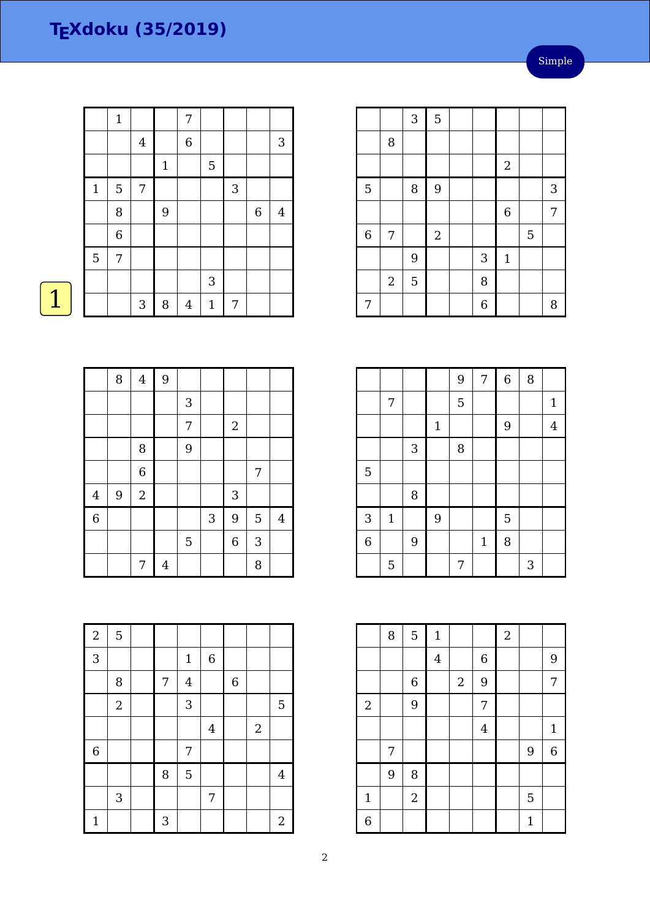# TEXdoku (35/2019)

Simple

1

|   |   |   |   |   |   |   |   |   |
|---|---|---|---|---|---|---|---|---|
|   | 1 |   |   | 7 |   |   |   |   |
|   |   | 4 |   | 6 |   |   |   | 3 |
|   |   |   | 1 |   | 5 |   |   |   |
| 1 | 5 | 7 |   |   |   | 3 |   |   |
|   | 8 |   | 9 |   |   |   | 6 | 4 |
|   | 6 |   |   |   |   |   |   |   |
| 5 | 7 |   |   |   |   |   |   |   |
|   |   |   |   |   | 3 |   |   |   |
|   |   | 3 | 8 | 4 | 1 | 7 |   |   |

|   |   |   |   |   |   |   |   |   |
|---|---|---|---|---|---|---|---|---|
|   |   | 3 | 5 |   |   |   |   |   |
|   | 8 |   |   |   |   |   |   |   |
|   |   |   |   |   |   | 2 |   |   |
| 5 |   | 8 | 9 |   |   |   |   | 3 |
|   |   |   |   |   |   | 6 |   | 7 |
| 6 | 7 |   | 2 |   |   |   | 5 |   |
|   |   | 9 |   |   | 3 | 1 |   |   |
|   | 2 | 5 |   |   | 8 |   |   |   |
| 7 |   |   |   |   | 6 |   |   | 8 |

|   |   |   |   |   |   |   |   |   |
|---|---|---|---|---|---|---|---|---|
|   | 8 | 4 | 9 |   |   |   |   |   |
|   |   |   |   | 3 |   |   |   |   |
|   |   |   |   | 7 |   | 2 |   |   |
|   |   | 8 |   | 9 |   |   |   |   |
|   |   | 6 |   |   |   |   | 7 |   |
| 4 | 9 | 2 |   |   |   | 3 |   |   |
| 6 |   |   |   |   | 3 | 9 | 5 | 4 |
|   |   |   |   | 5 |   | 6 | 3 |   |
|   |   | 7 | 4 |   |   |   | 8 |   |

|   |   |   |   |   |   |   |   |   |
|---|---|---|---|---|---|---|---|---|
|   |   |   |   | 9 | 7 | 6 | 8 |   |
|   | 7 |   |   | 5 |   |   |   | 1 |
|   |   |   | 1 |   |   | 9 |   | 4 |
|   |   | 3 |   | 8 |   |   |   |   |
| 5 |   |   |   |   |   |   |   |   |
|   |   | 8 |   |   |   |   |   |   |
| 3 | 1 |   | 9 |   |   | 5 |   |   |
| 6 |   | 9 |   |   | 1 | 8 |   |   |
|   | 5 |   |   | 7 |   |   | 3 |   |

|   |   |   |   |   |   |   |   |   |
|---|---|---|---|---|---|---|---|---|
| 2 | 5 |   |   |   |   |   |   |   |
| 3 |   |   |   | 1 | 6 |   |   |   |
|   | 8 |   | 7 | 4 |   | 6 |   |   |
|   | 2 |   |   | 3 |   |   |   | 5 |
|   |   |   |   |   | 4 |   | 2 |   |
| 6 |   |   |   | 7 |   |   |   |   |
|   |   |   | 8 | 5 |   |   |   | 4 |
|   | 3 |   |   |   | 7 |   |   |   |
| 1 |   |   | 3 |   |   |   |   | 2 |

|   |   |   |   |   |   |   |   |   |
|---|---|---|---|---|---|---|---|---|
|   | 8 | 5 | 1 |   |   | 2 |   |   |
|   |   |   | 4 |   | 6 |   |   | 9 |
|   |   | 6 |   | 2 | 9 |   |   | 7 |
| 2 |   | 9 |   |   | 7 |   |   |   |
|   |   |   |   |   | 4 |   |   | 1 |
|   | 7 |   |   |   |   |   | 9 | 6 |
|   | 9 | 8 |   |   |   |   |   |   |
| 1 |   | 2 |   |   |   |   | 5 |   |
| 6 |   |   |   |   |   |   | 1 |   |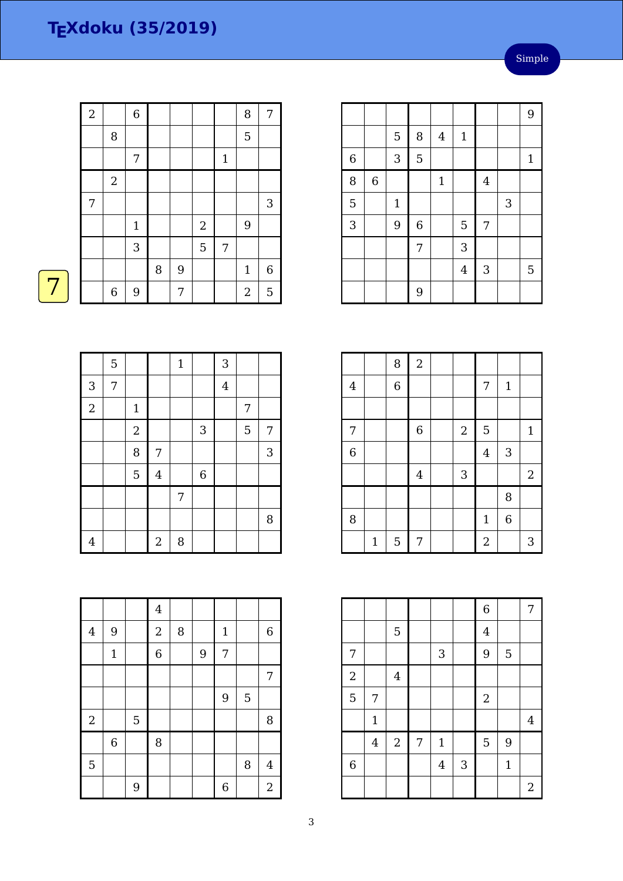# TEXdoku (35/2019)

Simple

7

| | | | | | | | | |
|---|---|---|---|---|---|---|---|---|
| 2 | | 6 | | | | | 8 | 7 |
| | 8 | | | | | | 5 | |
| | | 7 | | | | 1 | | |
| | 2 | | | | | | | |
| 7 | | | | | | | | 3 |
| | | 1 | | | 2 | | 9 | |
| | | 3 | | | 5 | 7 | | |
| | | | 8 | 9 | | | 1 | 6 |
| | 6 | 9 | | 7 | | | 2 | 5 |

| | | | | | | | | |
|---|---|---|---|---|---|---|---|---|
| | | | | | | | | 9 |
| | | 5 | 8 | 4 | 1 | | | |
| 6 | | 3 | 5 | | | | | 1 |
| 8 | 6 | | | 1 | | 4 | | |
| 5 | | 1 | | | | | 3 | |
| 3 | | 9 | 6 | | 5 | 7 | | |
| | | | 7 | | 3 | | | |
| | | | | | 4 | 3 | | 5 |
| | | | 9 | | | | | |

| | | | | | | | | |
|---|---|---|---|---|---|---|---|---|
| | 5 | | | 1 | | 3 | | |
| 3 | 7 | | | | | 4 | | |
| 2 | | 1 | | | | | 7 | |
| | | 2 | | | 3 | | 5 | 7 |
| | | 8 | 7 | | | | | 3 |
| | | 5 | 4 | | 6 | | | |
| | | | | 7 | | | | |
| | | | | | | | | 8 |
| 4 | | | 2 | 8 | | | | |

| | | | | | | | | |
|---|---|---|---|---|---|---|---|---|
| | | 8 | 2 | | | | | |
| 4 | | 6 | | | | 7 | 1 | |
| | | | | | | | | |
| 7 | | | 6 | | 2 | 5 | | 1 |
| 6 | | | | | | 4 | 3 | |
| | | | 4 | | 3 | | | 2 |
| | | | | | | | 8 | |
| 8 | | | | | | 1 | 6 | |
| | 1 | 5 | 7 | | | 2 | | 3 |

| | | | | | | | | |
|---|---|---|---|---|---|---|---|---|
| | | | 4 | | | | | |
| 4 | 9 | | 2 | 8 | | 1 | | 6 |
| | 1 | | 6 | | 9 | 7 | | |
| | | | | | | | | 7 |
| | | | | | | 9 | 5 | |
| 2 | | 5 | | | | | | 8 |
| | 6 | | 8 | | | | | |
| 5 | | | | | | | 8 | 4 |
| | | 9 | | | | 6 | | 2 |

| | | | | | | | | |
|---|---|---|---|---|---|---|---|---|
| | | | | | | 6 | | 7 |
| | | 5 | | | | 4 | | |
| 7 | | | | 3 | | 9 | 5 | |
| 2 | | 4 | | | | | | |
| 5 | 7 | | | | | 2 | | |
| | 1 | | | | | | | 4 |
| | 4 | 2 | 7 | 1 | | 5 | 9 | |
| 6 | | | | 4 | 3 | | 1 | |
| | | | | | | | | 2 |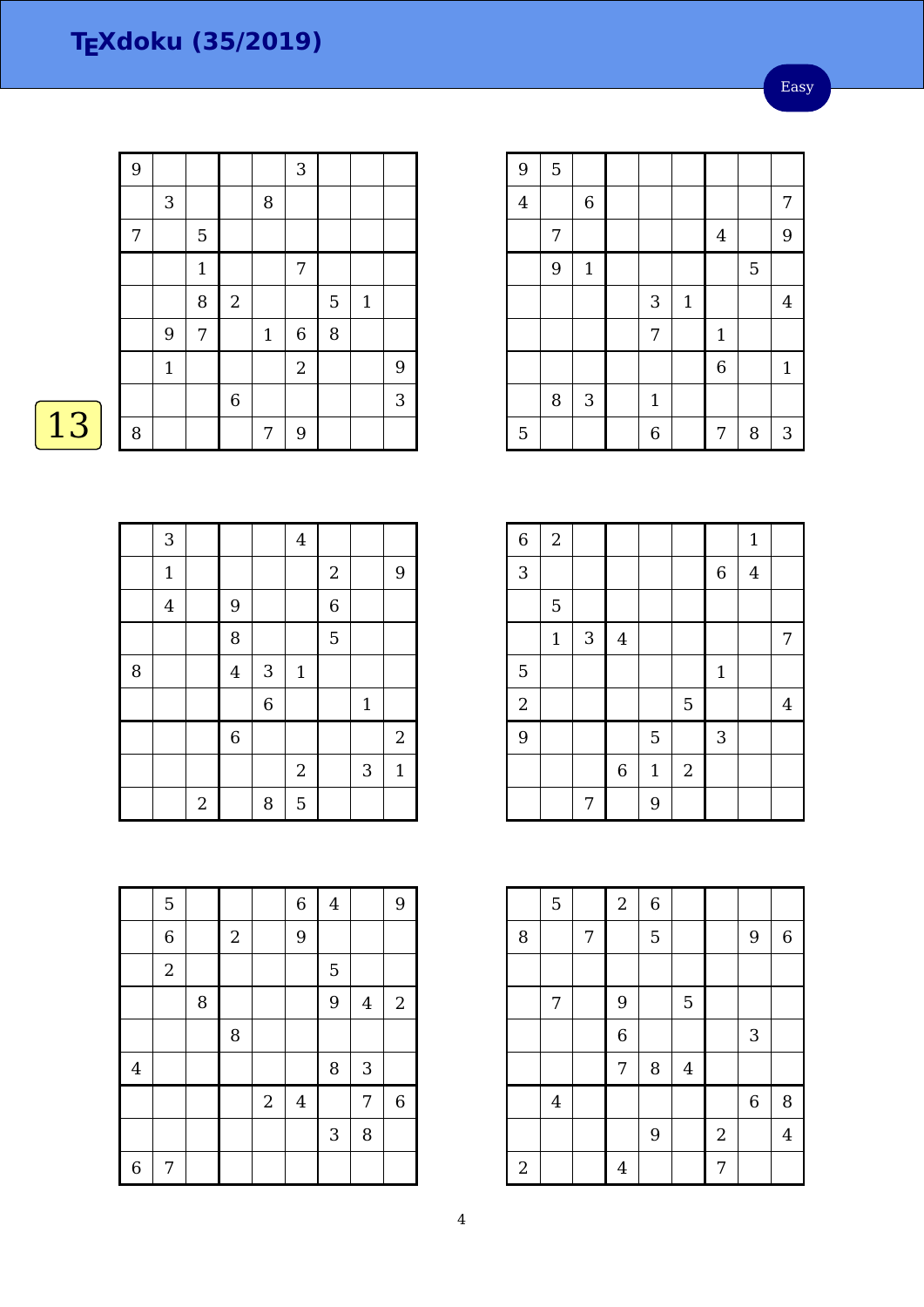# TEXdoku (35/2019)

Easy

13

| | | | | | | | | |
|---|---|---|---|---|---|---|---|---|
| 9 | | | | | 3 | | | |
| | 3 | | | 8 | | | | |
| 7 | | 5 | | | | | | |
| | | 1 | | | 7 | | | |
| | | 8 | 2 | | | 5 | 1 | |
| | 9 | 7 | | 1 | 6 | 8 | | |
| | 1 | | | | 2 | | | 9 |
| | | | 6 | | | | | 3 |
| 8 | | | | 7 | 9 | | | |

| | | | | | | | | |
|---|---|---|---|---|---|---|---|---|
| 9 | 5 | | | | | | | |
| 4 | | 6 | | | | | | 7 |
| | 7 | | | | | 4 | | 9 |
| | 9 | 1 | | | | | 5 | |
| | | | | 3 | 1 | | | 4 |
| | | | | 7 | | 1 | | |
| | | | | | | 6 | | 1 |
| | 8 | 3 | | 1 | | | | |
| 5 | | | | 6 | | 7 | 8 | 3 |

| | | | | | | | | |
|---|---|---|---|---|---|---|---|---|
| | 3 | | | | 4 | | | |
| | 1 | | | | | 2 | | 9 |
| | 4 | | 9 | | | 6 | | |
| | | | 8 | | | 5 | | |
| 8 | | | 4 | 3 | 1 | | | |
| | | | | 6 | | | 1 | |
| | | | 6 | | | | | 2 |
| | | | | | 2 | | 3 | 1 |
| | | 2 | | 8 | 5 | | | |

| | | | | | | | | |
|---|---|---|---|---|---|---|---|---|
| 6 | 2 | | | | | | 1 | |
| 3 | | | | | | 6 | 4 | |
| | 5 | | | | | | | |
| | 1 | 3 | 4 | | | | | 7 |
| 5 | | | | | | 1 | | |
| 2 | | | | | 5 | | | 4 |
| 9 | | | | 5 | | 3 | | |
| | | | 6 | 1 | 2 | | | |
| | | 7 | | 9 | | | | |

| | | | | | | | | |
|---|---|---|---|---|---|---|---|---|
| | 5 | | | | 6 | 4 | | 9 |
| | 6 | | 2 | | 9 | | | |
| | 2 | | | | | 5 | | |
| | | 8 | | | | 9 | 4 | 2 |
| | | | 8 | | | | | |
| 4 | | | | | | 8 | 3 | |
| | | | | 2 | 4 | | 7 | 6 |
| | | | | | | 3 | 8 | |
| 6 | 7 | | | | | | | |

| | | | | | | | | |
|---|---|---|---|---|---|---|---|---|
| | 5 | | 2 | 6 | | | | |
| 8 | | 7 | | 5 | | | 9 | 6 |
| | | | | | | | | |
| | 7 | | 9 | | 5 | | | |
| | | | 6 | | | | 3 | |
| | | | 7 | 8 | 4 | | | |
| | 4 | | | | | | 6 | 8 |
| | | | | 9 | | 2 | | 4 |
| 2 | | | 4 | | | 7 | | |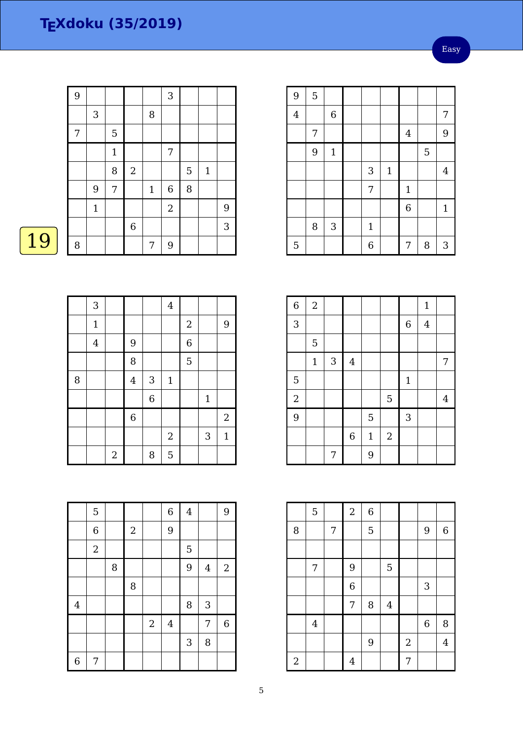# TEXdoku (35/2019)

Easy

19

| | | | | | | | | |
|---|---|---|---|---|---|---|---|---|
| 9 | | | | | 3 | | | |
| | 3 | | | 8 | | | | |
| 7 | | 5 | | | | | | |
| | | 1 | | | 7 | | | |
| | | 8 | 2 | | | 5 | 1 | |
| | 9 | 7 | | 1 | 6 | 8 | | |
| | 1 | | | | 2 | | | 9 |
| | | | 6 | | | | | 3 |
| 8 | | | | 7 | 9 | | | |

| | | | | | | | | |
|---|---|---|---|---|---|---|---|---|
| 9 | 5 | | | | | | | |
| 4 | | 6 | | | | | | 7 |
| | 7 | | | | | 4 | | 9 |
| | 9 | 1 | | | | | 5 | |
| | | | | 3 | 1 | | | 4 |
| | | | | 7 | | 1 | | |
| | | | | | | 6 | | 1 |
| | 8 | 3 | | 1 | | | | |
| 5 | | | | 6 | | 7 | 8 | 3 |

| | | | | | | | | |
|---|---|---|---|---|---|---|---|---|
| | 3 | | | | 4 | | | |
| | 1 | | | | | 2 | | 9 |
| | 4 | | 9 | | | 6 | | |
| | | | 8 | | | 5 | | |
| 8 | | | 4 | 3 | 1 | | | |
| | | | | 6 | | | 1 | |
| | | | 6 | | | | | 2 |
| | | | | | 2 | | 3 | 1 |
| | | 2 | | 8 | 5 | | | |

| | | | | | | | | |
|---|---|---|---|---|---|---|---|---|
| 6 | 2 | | | | | | 1 | |
| 3 | | | | | | 6 | 4 | |
| | 5 | | | | | | | |
| | 1 | 3 | 4 | | | | | 7 |
| 5 | | | | | | 1 | | |
| 2 | | | | | 5 | | | 4 |
| 9 | | | | 5 | | 3 | | |
| | | | 6 | 1 | 2 | | | |
| | | 7 | | 9 | | | | |

| | | | | | | | | |
|---|---|---|---|---|---|---|---|---|
| | 5 | | | | 6 | 4 | | 9 |
| | 6 | | 2 | | 9 | | | |
| | 2 | | | | | 5 | | |
| | | 8 | | | | 9 | 4 | 2 |
| | | | 8 | | | | | |
| 4 | | | | | | 8 | 3 | |
| | | | | 2 | 4 | | 7 | 6 |
| | | | | | | 3 | 8 | |
| 6 | 7 | | | | | | | |

| | | | | | | | | |
|---|---|---|---|---|---|---|---|---|
| | 5 | | 2 | 6 | | | | |
| 8 | | 7 | | 5 | | | 9 | 6 |
| | | | | | | | | |
| | 7 | | 9 | | 5 | | | |
| | | | 6 | | | | 3 | |
| | | | 7 | 8 | 4 | | | |
| | 4 | | | | | | 6 | 8 |
| | | | | 9 | | 2 | | 4 |
| 2 | | | 4 | | | 7 | | |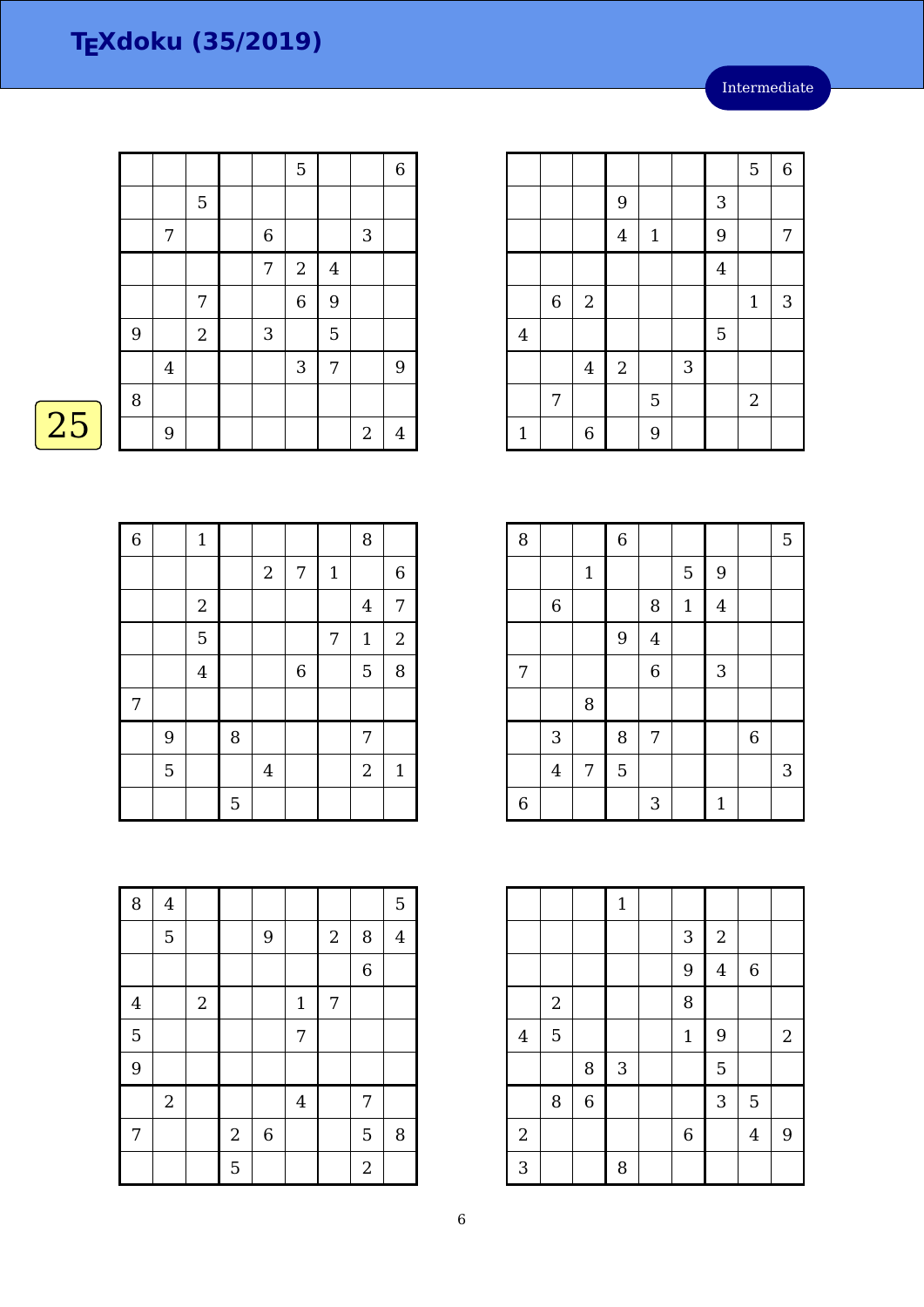# TEXdoku (35/2019)

Intermediate

25

| | | | | | | | | |
|---|---|---|---|---|---|---|---|---|
| | | | | | 5 | | | 6 |
| | | 5 | | | | | | |
| | 7 | | | 6 | | | 3 | |
| | | | | 7 | 2 | 4 | | |
| | | 7 | | | 6 | 9 | | |
| 9 | | 2 | | 3 | | 5 | | |
| | 4 | | | | 3 | 7 | | 9 |
| 8 | | | | | | | | |
| | 9 | | | | | | 2 | 4 |

| | | | | | | | | |
|---|---|---|---|---|---|---|---|---|
| | | | | | | | 5 | 6 |
| | | | 9 | | | 3 | | |
| | | | 4 | 1 | | 9 | | 7 |
| | | | | | | 4 | | |
| | 6 | 2 | | | | | 1 | 3 |
| 4 | | | | | | 5 | | |
| | | 4 | 2 | | 3 | | | |
| | 7 | | | 5 | | | 2 | |
| 1 | | 6 | | 9 | | | | |

| | | | | | | | | |
|---|---|---|---|---|---|---|---|---|
| 6 | | 1 | | | | | 8 | |
| | | | | 2 | 7 | 1 | | 6 |
| | | 2 | | | | | 4 | 7 |
| | | 5 | | | | 7 | 1 | 2 |
| | | 4 | | | 6 | | 5 | 8 |
| 7 | | | | | | | | |
| | 9 | | 8 | | | | 7 | |
| | 5 | | | 4 | | | 2 | 1 |
| | | | 5 | | | | | |

| | | | | | | | | |
|---|---|---|---|---|---|---|---|---|
| 8 | | | 6 | | | | | 5 |
| | | 1 | | | 5 | 9 | | |
| | 6 | | | 8 | 1 | 4 | | |
| | | | 9 | 4 | | | | |
| 7 | | | | 6 | | 3 | | |
| | | 8 | | | | | | |
| | 3 | | 8 | 7 | | | 6 | |
| | 4 | 7 | 5 | | | | | 3 |
| 6 | | | | 3 | | 1 | | |

| | | | | | | | | |
|---|---|---|---|---|---|---|---|---|
| 8 | 4 | | | | | | | 5 |
| | 5 | | | 9 | | 2 | 8 | 4 |
| | | | | | | | 6 | |
| 4 | | 2 | | | 1 | 7 | | |
| 5 | | | | | 7 | | | |
| 9 | | | | | | | | |
| | 2 | | | | 4 | | 7 | |
| 7 | | | 2 | 6 | | | 5 | 8 |
| | | | 5 | | | | 2 | |

| | | | | | | | | |
|---|---|---|---|---|---|---|---|---|
| | | | 1 | | | | | |
| | | | | | 3 | 2 | | |
| | | | | | 9 | 4 | 6 | |
| | 2 | | | | 8 | | | |
| 4 | 5 | | | | 1 | 9 | | 2 |
| | | 8 | 3 | | | 5 | | |
| | 8 | 6 | | | | 3 | 5 | |
| 2 | | | | | 6 | | 4 | 9 |
| 3 | | | 8 | | | | | |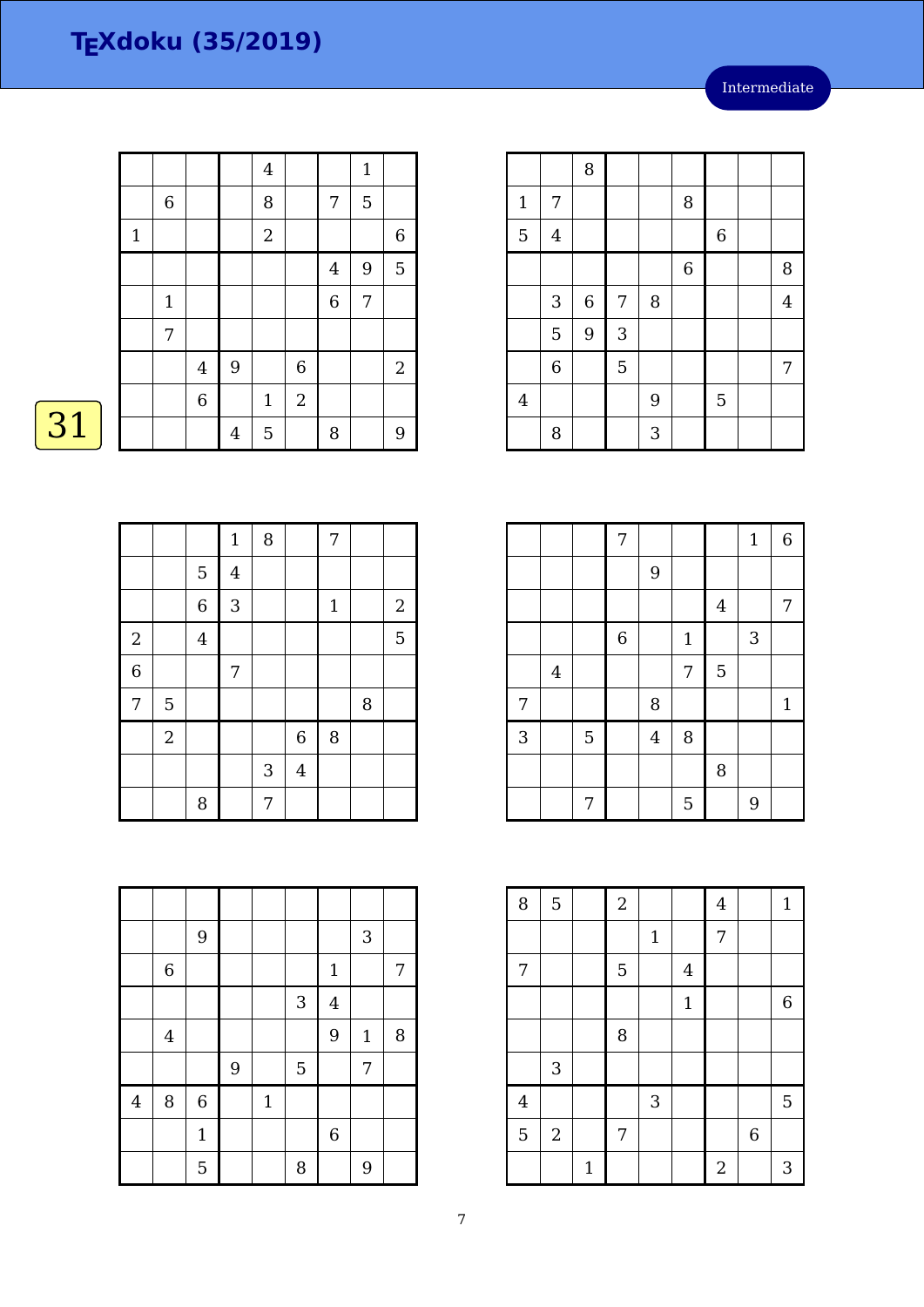# TEXdoku (35/2019)

Intermediate

31

| | | | | | | | | |
|---|---|---|---|---|---|---|---|---|
| | | | | 4 | | | 1 | |
| | 6 | | | 8 | | 7 | 5 | |
| 1 | | | | 2 | | | | 6 |
| | | | | | | 4 | 9 | 5 |
| | 1 | | | | | 6 | 7 | |
| | 7 | | | | | | | |
| | | 4 | 9 | | 6 | | | 2 |
| | | 6 | | 1 | 2 | | | |
| | | | 4 | 5 | | 8 | | 9 |

| | | | | | | | | |
|---|---|---|---|---|---|---|---|---|
| | | 8 | | | | | | |
| 1 | 7 | | | | 8 | | | |
| 5 | 4 | | | | | 6 | | |
| | | | | | 6 | | | 8 |
| | 3 | 6 | 7 | 8 | | | | 4 |
| | 5 | 9 | 3 | | | | | |
| | 6 | | 5 | | | | | 7 |
| 4 | | | | 9 | | 5 | | |
| | 8 | | | 3 | | | | |

| | | | | | | | | |
|---|---|---|---|---|---|---|---|---|
| | | | 1 | 8 | | 7 | | |
| | | 5 | 4 | | | | | |
| | | 6 | 3 | | | 1 | | 2 |
| 2 | | 4 | | | | | | 5 |
| 6 | | | 7 | | | | | |
| 7 | 5 | | | | | | 8 | |
| | 2 | | | | 6 | 8 | | |
| | | | | 3 | 4 | | | |
| | | 8 | | 7 | | | | |

| | | | | | | | | |
|---|---|---|---|---|---|---|---|---|
| | | | 7 | | | | 1 | 6 |
| | | | | 9 | | | | |
| | | | | | | 4 | | 7 |
| | | | 6 | | 1 | | 3 | |
| | 4 | | | | 7 | 5 | | |
| 7 | | | | 8 | | | | 1 |
| 3 | | 5 | | 4 | 8 | | | |
| | | | | | | 8 | | |
| | | 7 | | | 5 | | 9 | |

| | | | | | | | | |
|---|---|---|---|---|---|---|---|---|
| | | | | | | | | |
| | | 9 | | | | | 3 | |
| | 6 | | | | | 1 | | 7 |
| | | | | | 3 | 4 | | |
| | 4 | | | | | 9 | 1 | 8 |
| | | | 9 | | 5 | | 7 | |
| 4 | 8 | 6 | | 1 | | | | |
| | | 1 | | | | 6 | | |
| | | 5 | | | 8 | | 9 | |

| | | | | | | | | |
|---|---|---|---|---|---|---|---|---|
| 8 | 5 | | 2 | | | 4 | | 1 |
| | | | | 1 | | 7 | | |
| 7 | | | 5 | | 4 | | | |
| | | | | | 1 | | | 6 |
| | | | 8 | | | | | |
| | 3 | | | | | | | |
| 4 | | | | 3 | | | | 5 |
| 5 | 2 | | 7 | | | | 6 | |
| | | 1 | | | | 2 | | 3 |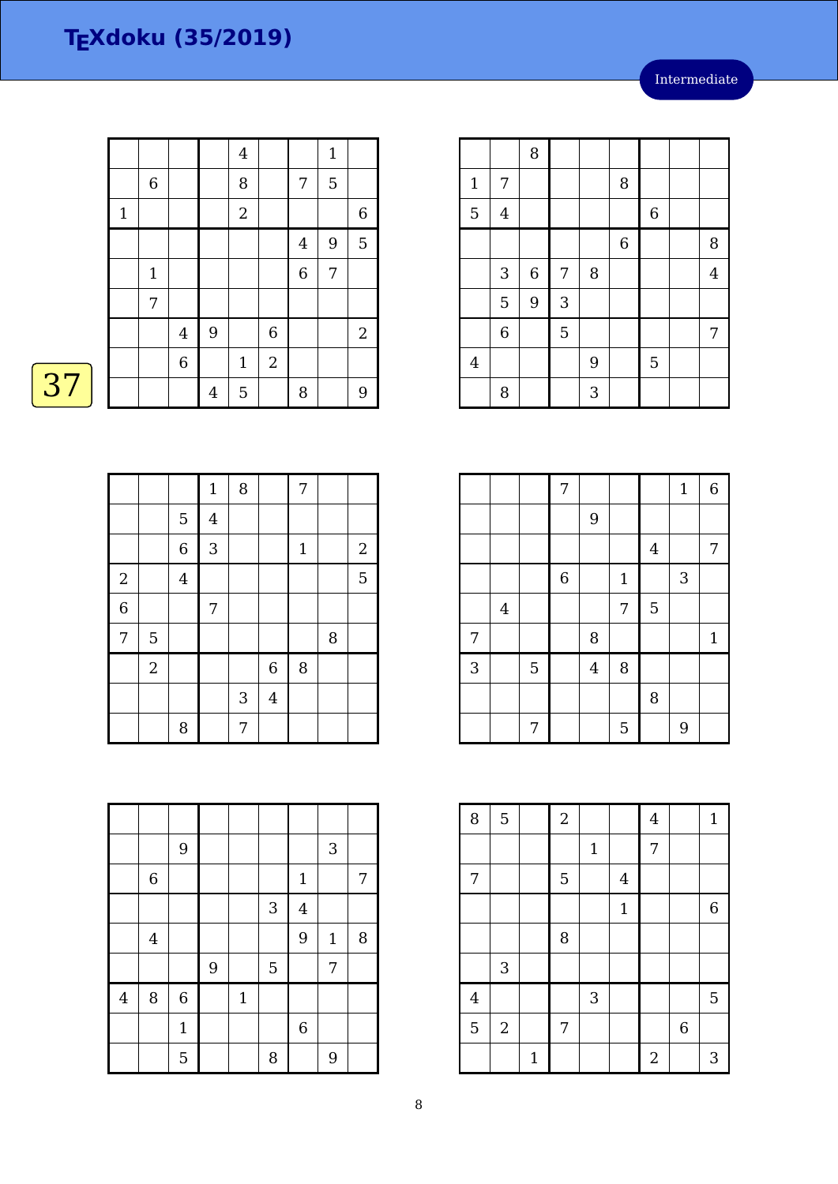# TEXdoku (35/2019)

Intermediate

37

| | | | | | | | | |
|---|---|---|---|---|---|---|---|---|
| | | | | 4 | | | 1 | |
| | 6 | | | 8 | | 7 | 5 | |
| 1 | | | | 2 | | | | 6 |
| | | | | | | 4 | 9 | 5 |
| | 1 | | | | | 6 | 7 | |
| | 7 | | | | | | | |
| | | 4 | 9 | | 6 | | | 2 |
| | | 6 | | 1 | 2 | | | |
| | | | 4 | 5 | | 8 | | 9 |

| | | | | | | | | |
|---|---|---|---|---|---|---|---|---|
| | | 8 | | | | | | |
| 1 | 7 | | | | 8 | | | |
| 5 | 4 | | | | | 6 | | |
| | | | | | 6 | | | 8 |
| | 3 | 6 | 7 | 8 | | | | 4 |
| | 5 | 9 | 3 | | | | | |
| | 6 | | 5 | | | | | 7 |
| 4 | | | | 9 | | 5 | | |
| | 8 | | | 3 | | | | |

| | | | | | | | | |
|---|---|---|---|---|---|---|---|---|
| | | | 1 | 8 | | 7 | | |
| | | 5 | 4 | | | | | |
| | | 6 | 3 | | | 1 | | 2 |
| 2 | | 4 | | | | | | 5 |
| 6 | | | 7 | | | | | |
| 7 | 5 | | | | | | 8 | |
| | 2 | | | | 6 | 8 | | |
| | | | | 3 | 4 | | | |
| | | 8 | | 7 | | | | |

| | | | | | | | | |
|---|---|---|---|---|---|---|---|---|
| | | | 7 | | | | 1 | 6 |
| | | | | 9 | | | | |
| | | | | | | 4 | | 7 |
| | | | 6 | | 1 | | 3 | |
| | 4 | | | | 7 | 5 | | |
| 7 | | | | 8 | | | | 1 |
| 3 | | 5 | | 4 | 8 | | | |
| | | | | | | 8 | | |
| | | 7 | | | 5 | | 9 | |

| | | | | | | | | |
|---|---|---|---|---|---|---|---|---|
| | | | | | | | | |
| | | 9 | | | | | 3 | |
| | 6 | | | | | 1 | | 7 |
| | | | | | 3 | 4 | | |
| | 4 | | | | | 9 | 1 | 8 |
| | | | 9 | | 5 | | 7 | |
| 4 | 8 | 6 | | 1 | | | | |
| | | 1 | | | | 6 | | |
| | | 5 | | | 8 | | 9 | |

| | | | | | | | | |
|---|---|---|---|---|---|---|---|---|
| 8 | 5 | | 2 | | | 4 | | 1 |
| | | | | 1 | | 7 | | |
| 7 | | | 5 | | 4 | | | |
| | | | | | 1 | | | 6 |
| | | | 8 | | | | | |
| | 3 | | | | | | | |
| 4 | | | | 3 | | | | 5 |
| 5 | 2 | | 7 | | | | 6 | |
| | | 1 | | | | 2 | | 3 |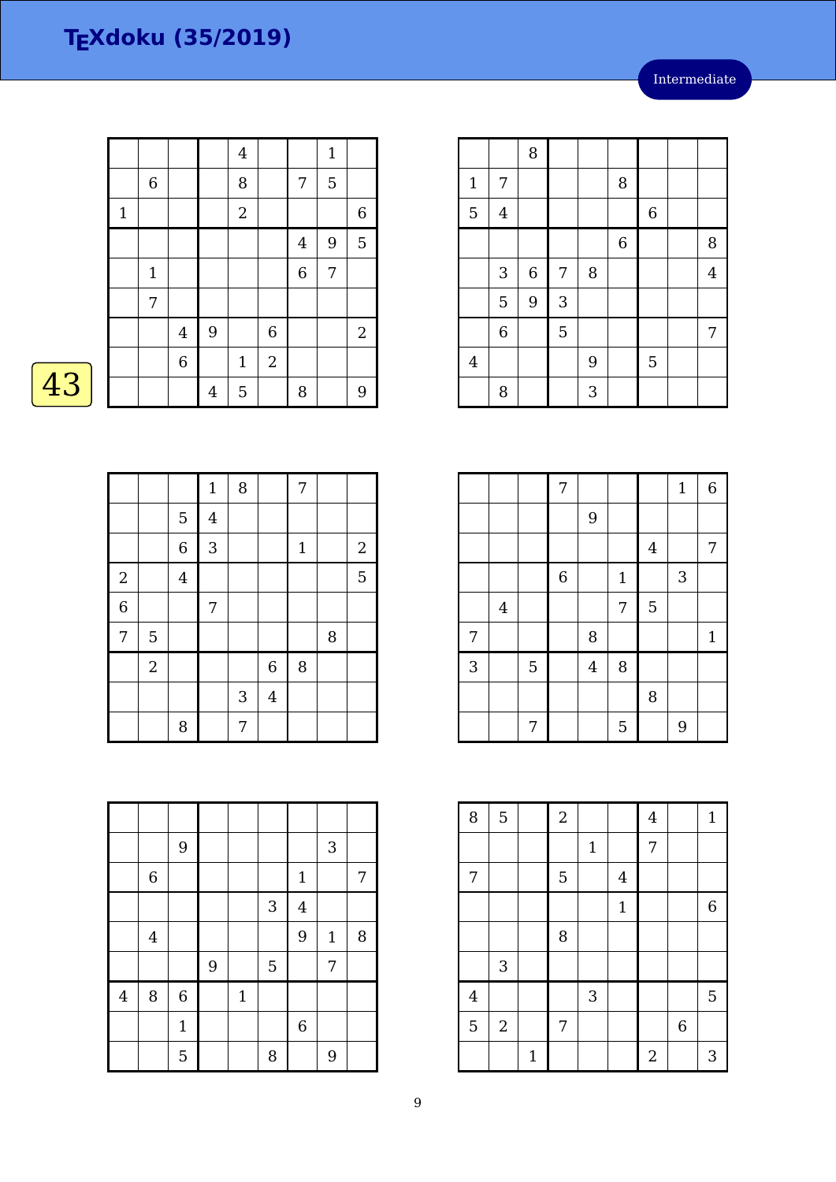# TEXdoku (35/2019)

Intermediate

43

| | | | | | | | | |
|---|---|---|---|---|---|---|---|---|
| | | | | 4 | | | 1 | |
| | 6 | | | 8 | | 7 | 5 | |
| 1 | | | | 2 | | | | 6 |
| | | | | | | 4 | 9 | 5 |
| | 1 | | | | | 6 | 7 | |
| | 7 | | | | | | | |
| | | 4 | 9 | | 6 | | | 2 |
| | | 6 | | 1 | 2 | | | |
| | | | 4 | 5 | | 8 | | 9 |

| | | | | | | | | |
|---|---|---|---|---|---|---|---|---|
| | | 8 | | | | | | |
| 1 | 7 | | | | 8 | | | |
| 5 | 4 | | | | | 6 | | |
| | | | | | 6 | | | 8 |
| | 3 | 6 | 7 | 8 | | | | 4 |
| | 5 | 9 | 3 | | | | | |
| | 6 | | 5 | | | | | 7 |
| 4 | | | | 9 | | 5 | | |
| | 8 | | | 3 | | | | |

| | | | | | | | | |
|---|---|---|---|---|---|---|---|---|
| | | | 1 | 8 | | 7 | | |
| | | 5 | 4 | | | | | |
| | | 6 | 3 | | | 1 | | 2 |
| 2 | | 4 | | | | | | 5 |
| 6 | | | 7 | | | | | |
| 7 | 5 | | | | | | 8 | |
| | 2 | | | | 6 | 8 | | |
| | | | | 3 | 4 | | | |
| | | 8 | | 7 | | | | |

| | | | | | | | | |
|---|---|---|---|---|---|---|---|---|
| | | | 7 | | | | 1 | 6 |
| | | | | 9 | | | | |
| | | | | | | 4 | | 7 |
| | | | 6 | | 1 | | 3 | |
| | 4 | | | | 7 | 5 | | |
| 7 | | | | 8 | | | | 1 |
| 3 | | 5 | | 4 | 8 | | | |
| | | | | | | 8 | | |
| | | 7 | | | 5 | | 9 | |

| | | | | | | | | |
|---|---|---|---|---|---|---|---|---|
| | | | | | | | | |
| | | 9 | | | | | 3 | |
| | 6 | | | | | 1 | | 7 |
| | | | | | 3 | 4 | | |
| | 4 | | | | | 9 | 1 | 8 |
| | | | 9 | | 5 | | 7 | |
| 4 | 8 | 6 | | 1 | | | | |
| | | 1 | | | | 6 | | |
| | | 5 | | | 8 | | 9 | |

| | | | | | | | | |
|---|---|---|---|---|---|---|---|---|
| 8 | 5 | | 2 | | | 4 | | 1 |
| | | | | 1 | | 7 | | |
| 7 | | | 5 | | 4 | | | |
| | | | | | 1 | | | 6 |
| | | | 8 | | | | | |
| | 3 | | | | | | | |
| 4 | | | | 3 | | | | 5 |
| 5 | 2 | | 7 | | | | 6 | |
| | | 1 | | | | 2 | | 3 |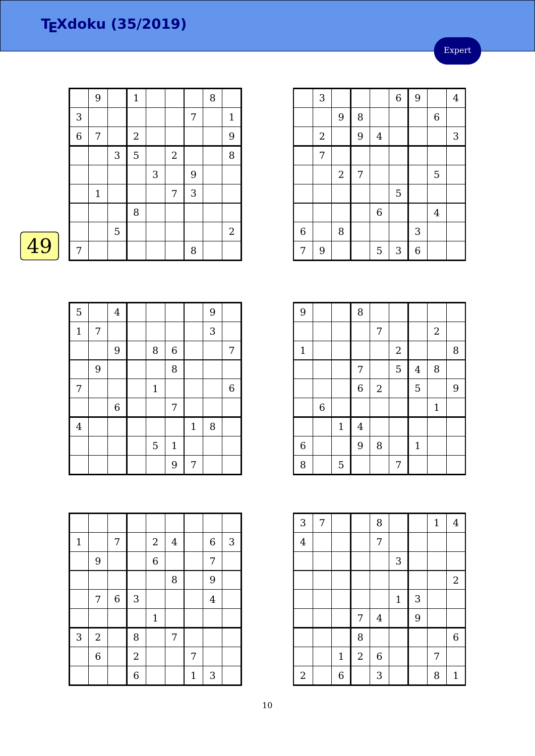# TEXdoku (35/2019)

Expert

49

| | | | | | | | | |
|---|---|---|---|---|---|---|---|---|
| | 9 | | 1 | | | | 8 | |
| 3 | | | | | | 7 | | 1 |
| 6 | 7 | | 2 | | | | | 9 |
| | | 3 | 5 | | 2 | | | 8 |
| | | | | 3 | | 9 | | |
| | 1 | | | | 7 | 3 | | |
| | | | 8 | | | | | |
| | | 5 | | | | | | 2 |
| 7 | | | | | | 8 | | |

| | | | | | | | | |
|---|---|---|---|---|---|---|---|---|
| | 3 | | | | 6 | 9 | | 4 |
| | | 9 | 8 | | | | 6 | |
| | 2 | | 9 | 4 | | | | 3 |
| | 7 | | | | | | | |
| | | 2 | 7 | | | | 5 | |
| | | | | | 5 | | | |
| | | | | 6 | | | 4 | |
| 6 | | 8 | | | | 3 | | |
| 7 | 9 | | | 5 | 3 | 6 | | |

| | | | | | | | | |
|---|---|---|---|---|---|---|---|---|
| 5 | | 4 | | | | | 9 | |
| 1 | 7 | | | | | | 3 | |
| | | 9 | | 8 | 6 | | | 7 |
| | 9 | | | | 8 | | | |
| 7 | | | | 1 | | | | 6 |
| | | 6 | | | 7 | | | |
| 4 | | | | | | 1 | 8 | |
| | | | | 5 | 1 | | | |
| | | | | | 9 | 7 | | |

| | | | | | | | | |
|---|---|---|---|---|---|---|---|---|
| 9 | | | 8 | | | | | |
| | | | | 7 | | | 2 | |
| 1 | | | | | 2 | | | 8 |
| | | | 7 | | 5 | 4 | 8 | |
| | | | 6 | 2 | | 5 | | 9 |
| | 6 | | | | | | 1 | |
| | | 1 | 4 | | | | | |
| 6 | | | 9 | 8 | | 1 | | |
| 8 | | 5 | | | 7 | | | |

| | | | | | | | | |
|---|---|---|---|---|---|---|---|---|
| | | | | | | | | |
| 1 | | 7 | | 2 | 4 | | 6 | 3 |
| | 9 | | | 6 | | | 7 | |
| | | | | | 8 | | 9 | |
| | 7 | 6 | 3 | | | | 4 | |
| | | | | 1 | | | | |
| 3 | 2 | | 8 | | 7 | | | |
| | 6 | | 2 | | | 7 | | |
| | | | 6 | | | 1 | 3 | |

| | | | | | | | | |
|---|---|---|---|---|---|---|---|---|
| 3 | 7 | | | 8 | | | 1 | 4 |
| 4 | | | | 7 | | | | |
| | | | | | 3 | | | |
| | | | | | | | | 2 |
| | | | | | 1 | 3 | | |
| | | | 7 | 4 | | 9 | | |
| | | | 8 | | | | | 6 |
| | | 1 | 2 | 6 | | | 7 | |
| 2 | | 6 | | 3 | | | 8 | 1 |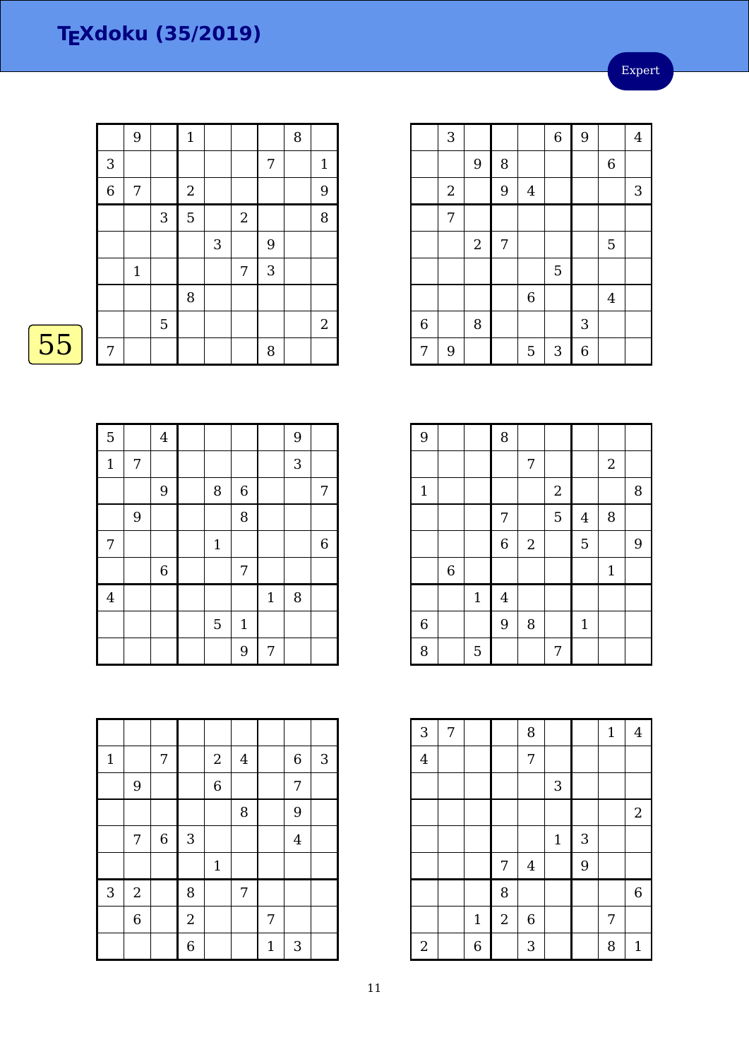# TEXdoku (35/2019)

Expert

55

| | | | | | | | | |
|---|---|---|---|---|---|---|---|---|
| | 9 | | 1 | | | | 8 | |
| 3 | | | | | | 7 | | 1 |
| 6 | 7 | | 2 | | | | | 9 |
| | | 3 | 5 | | 2 | | | 8 |
| | | | | 3 | | 9 | | |
| | 1 | | | | 7 | 3 | | |
| | | | 8 | | | | | |
| | | 5 | | | | | | 2 |
| 7 | | | | | | 8 | | |

| | | | | | | | | |
|---|---|---|---|---|---|---|---|---|
| | 3 | | | | 6 | 9 | | 4 |
| | | 9 | 8 | | | | 6 | |
| | 2 | | 9 | 4 | | | | 3 |
| | 7 | | | | | | | |
| | | 2 | 7 | | | | 5 | |
| | | | | | 5 | | | |
| | | | | 6 | | | 4 | |
| 6 | | 8 | | | | 3 | | |
| 7 | 9 | | | 5 | 3 | 6 | | |

| | | | | | | | | |
|---|---|---|---|---|---|---|---|---|
| 5 | | 4 | | | | | 9 | |
| 1 | 7 | | | | | | 3 | |
| | | 9 | | 8 | 6 | | | 7 |
| | 9 | | | | 8 | | | |
| 7 | | | | 1 | | | | 6 |
| | | 6 | | | 7 | | | |
| 4 | | | | | | 1 | 8 | |
| | | | | 5 | 1 | | | |
| | | | | | 9 | 7 | | |

| | | | | | | | | |
|---|---|---|---|---|---|---|---|---|
| 9 | | | 8 | | | | | |
| | | | | 7 | | | 2 | |
| 1 | | | | | 2 | | | 8 |
| | | | 7 | | 5 | 4 | 8 | |
| | | | 6 | 2 | | 5 | | 9 |
| | 6 | | | | | | 1 | |
| | | 1 | 4 | | | | | |
| 6 | | | 9 | 8 | | 1 | | |
| 8 | | 5 | | | 7 | | | |

| | | | | | | | | |
|---|---|---|---|---|---|---|---|---|
| | | | | | | | | |
| 1 | | 7 | | 2 | 4 | | 6 | 3 |
| | 9 | | | 6 | | | 7 | |
| | | | | | 8 | | 9 | |
| | 7 | 6 | 3 | | | | 4 | |
| | | | | 1 | | | | |
| 3 | 2 | | 8 | | 7 | | | |
| | 6 | | 2 | | | 7 | | |
| | | | 6 | | | 1 | 3 | |

| | | | | | | | | |
|---|---|---|---|---|---|---|---|---|
| 3 | 7 | | | 8 | | | 1 | 4 |
| 4 | | | | 7 | | | | |
| | | | | | 3 | | | |
| | | | | | | | | 2 |
| | | | | | 1 | 3 | | |
| | | | 7 | 4 | | 9 | | |
| | | | 8 | | | | | 6 |
| | | 1 | 2 | 6 | | | 7 | |
| 2 | | 6 | | 3 | | | 8 | 1 |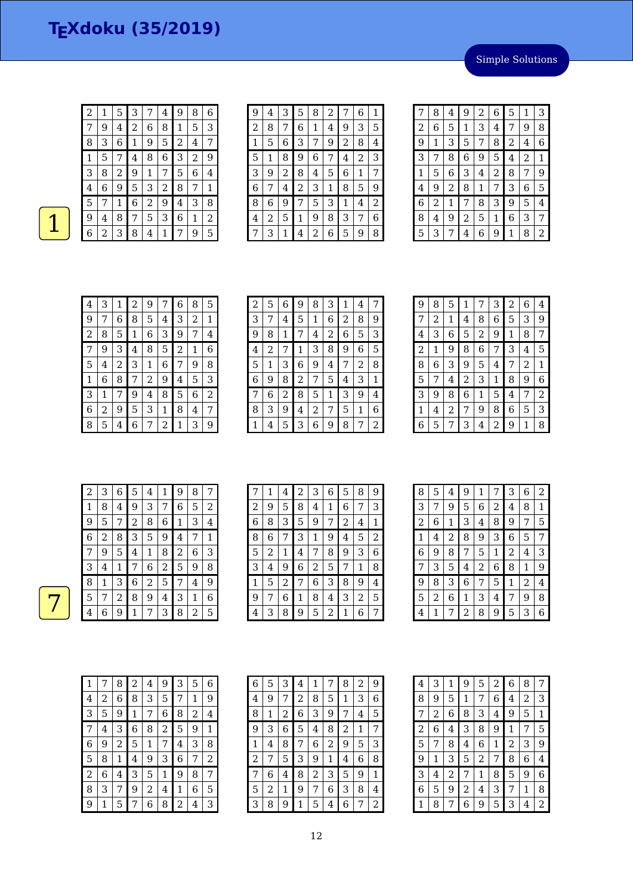# TEXdoku (35/2019)

Simple Solutions

**1**

| 2 | 1 | 5 | 3 | 7 | 4 | 9 | 8 | 6 |
|---|---|---|---|---|---|---|---|---|
| 7 | 9 | 4 | 2 | 6 | 8 | 1 | 5 | 3 |
| 8 | 3 | 6 | 1 | 9 | 5 | 2 | 4 | 7 |
| 1 | 5 | 7 | 4 | 8 | 6 | 3 | 2 | 9 |
| 3 | 8 | 2 | 9 | 1 | 7 | 5 | 6 | 4 |
| 4 | 6 | 9 | 5 | 3 | 2 | 8 | 7 | 1 |
| 5 | 7 | 1 | 6 | 2 | 9 | 4 | 3 | 8 |
| 9 | 4 | 8 | 7 | 5 | 3 | 6 | 1 | 2 |
| 6 | 2 | 3 | 8 | 4 | 1 | 7 | 9 | 5 |

| 9 | 4 | 3 | 5 | 8 | 2 | 7 | 6 | 1 |
|---|---|---|---|---|---|---|---|---|
| 2 | 8 | 7 | 6 | 1 | 4 | 9 | 3 | 5 |
| 1 | 5 | 6 | 3 | 7 | 9 | 2 | 8 | 4 |
| 5 | 1 | 8 | 9 | 6 | 7 | 4 | 2 | 3 |
| 3 | 9 | 2 | 8 | 4 | 5 | 6 | 1 | 7 |
| 6 | 7 | 4 | 2 | 3 | 1 | 8 | 5 | 9 |
| 8 | 6 | 9 | 7 | 5 | 3 | 1 | 4 | 2 |
| 4 | 2 | 5 | 1 | 9 | 8 | 3 | 7 | 6 |
| 7 | 3 | 1 | 4 | 2 | 6 | 5 | 9 | 8 |

| 7 | 8 | 4 | 9 | 2 | 6 | 5 | 1 | 3 |
|---|---|---|---|---|---|---|---|---|
| 2 | 6 | 5 | 1 | 3 | 4 | 7 | 9 | 8 |
| 9 | 1 | 3 | 5 | 7 | 8 | 2 | 4 | 6 |
| 3 | 7 | 8 | 6 | 9 | 5 | 4 | 2 | 1 |
| 1 | 5 | 6 | 3 | 4 | 2 | 8 | 7 | 9 |
| 4 | 9 | 2 | 8 | 1 | 7 | 3 | 6 | 5 |
| 6 | 2 | 1 | 7 | 8 | 3 | 9 | 5 | 4 |
| 8 | 4 | 9 | 2 | 5 | 1 | 6 | 3 | 7 |
| 5 | 3 | 7 | 4 | 6 | 9 | 1 | 8 | 2 |

| 4 | 3 | 1 | 2 | 9 | 7 | 6 | 8 | 5 |
|---|---|---|---|---|---|---|---|---|
| 9 | 7 | 6 | 8 | 5 | 4 | 3 | 2 | 1 |
| 2 | 8 | 5 | 1 | 6 | 3 | 9 | 7 | 4 |
| 7 | 9 | 3 | 4 | 8 | 5 | 2 | 1 | 6 |
| 5 | 4 | 2 | 3 | 1 | 6 | 7 | 9 | 8 |
| 1 | 6 | 8 | 7 | 2 | 9 | 4 | 5 | 3 |
| 3 | 1 | 7 | 9 | 4 | 8 | 5 | 6 | 2 |
| 6 | 2 | 9 | 5 | 3 | 1 | 8 | 4 | 7 |
| 8 | 5 | 4 | 6 | 7 | 2 | 1 | 3 | 9 |

| 2 | 5 | 6 | 9 | 8 | 3 | 1 | 4 | 7 |
|---|---|---|---|---|---|---|---|---|
| 3 | 7 | 4 | 5 | 1 | 6 | 2 | 8 | 9 |
| 9 | 8 | 1 | 7 | 4 | 2 | 6 | 5 | 3 |
| 4 | 2 | 7 | 1 | 3 | 8 | 9 | 6 | 5 |
| 5 | 1 | 3 | 6 | 9 | 4 | 7 | 2 | 8 |
| 6 | 9 | 8 | 2 | 7 | 5 | 4 | 3 | 1 |
| 7 | 6 | 2 | 8 | 5 | 1 | 3 | 9 | 4 |
| 8 | 3 | 9 | 4 | 2 | 7 | 5 | 1 | 6 |
| 1 | 4 | 5 | 3 | 6 | 9 | 8 | 7 | 2 |

| 9 | 8 | 5 | 1 | 7 | 3 | 2 | 6 | 4 |
|---|---|---|---|---|---|---|---|---|
| 7 | 2 | 1 | 4 | 8 | 6 | 5 | 3 | 9 |
| 4 | 3 | 6 | 5 | 2 | 9 | 1 | 8 | 7 |
| 2 | 1 | 9 | 8 | 6 | 7 | 3 | 4 | 5 |
| 8 | 6 | 3 | 9 | 5 | 4 | 7 | 2 | 1 |
| 5 | 7 | 4 | 2 | 3 | 1 | 8 | 9 | 6 |
| 3 | 9 | 8 | 6 | 1 | 5 | 4 | 7 | 2 |
| 1 | 4 | 2 | 7 | 9 | 8 | 6 | 5 | 3 |
| 6 | 5 | 7 | 3 | 4 | 2 | 9 | 1 | 8 |

**7**

| 2 | 3 | 6 | 5 | 4 | 1 | 9 | 8 | 7 |
|---|---|---|---|---|---|---|---|---|
| 1 | 8 | 4 | 9 | 3 | 7 | 6 | 5 | 2 |
| 9 | 5 | 7 | 2 | 8 | 6 | 1 | 3 | 4 |
| 6 | 2 | 8 | 3 | 5 | 9 | 4 | 7 | 1 |
| 7 | 9 | 5 | 4 | 1 | 8 | 2 | 6 | 3 |
| 3 | 4 | 1 | 7 | 6 | 2 | 5 | 9 | 8 |
| 8 | 1 | 3 | 6 | 2 | 5 | 7 | 4 | 9 |
| 5 | 7 | 2 | 8 | 9 | 4 | 3 | 1 | 6 |
| 4 | 6 | 9 | 1 | 7 | 3 | 8 | 2 | 5 |

| 7 | 1 | 4 | 2 | 3 | 6 | 5 | 8 | 9 |
|---|---|---|---|---|---|---|---|---|
| 2 | 9 | 5 | 8 | 4 | 1 | 6 | 7 | 3 |
| 6 | 8 | 3 | 5 | 9 | 7 | 2 | 4 | 1 |
| 8 | 6 | 7 | 3 | 1 | 9 | 4 | 5 | 2 |
| 5 | 2 | 1 | 4 | 7 | 8 | 9 | 3 | 6 |
| 3 | 4 | 9 | 6 | 2 | 5 | 7 | 1 | 8 |
| 1 | 5 | 2 | 7 | 6 | 3 | 8 | 9 | 4 |
| 9 | 7 | 6 | 1 | 8 | 4 | 3 | 2 | 5 |
| 4 | 3 | 8 | 9 | 5 | 2 | 1 | 6 | 7 |

| 8 | 5 | 4 | 9 | 1 | 7 | 3 | 6 | 2 |
|---|---|---|---|---|---|---|---|---|
| 3 | 7 | 9 | 5 | 6 | 2 | 4 | 8 | 1 |
| 2 | 6 | 1 | 3 | 4 | 8 | 9 | 7 | 5 |
| 1 | 4 | 2 | 8 | 9 | 3 | 6 | 5 | 7 |
| 6 | 9 | 8 | 7 | 5 | 1 | 2 | 4 | 3 |
| 7 | 3 | 5 | 4 | 2 | 6 | 8 | 1 | 9 |
| 9 | 8 | 3 | 6 | 7 | 5 | 1 | 2 | 4 |
| 5 | 2 | 6 | 1 | 3 | 4 | 7 | 9 | 8 |
| 4 | 1 | 7 | 2 | 8 | 9 | 5 | 3 | 6 |

| 1 | 7 | 8 | 2 | 4 | 9 | 3 | 5 | 6 |
|---|---|---|---|---|---|---|---|---|
| 4 | 2 | 6 | 8 | 3 | 5 | 7 | 1 | 9 |
| 3 | 5 | 9 | 1 | 7 | 6 | 8 | 2 | 4 |
| 7 | 4 | 3 | 6 | 8 | 2 | 5 | 9 | 1 |
| 6 | 9 | 2 | 5 | 1 | 7 | 4 | 3 | 8 |
| 5 | 8 | 1 | 4 | 9 | 3 | 6 | 7 | 2 |
| 2 | 6 | 4 | 3 | 5 | 1 | 9 | 8 | 7 |
| 8 | 3 | 7 | 9 | 2 | 4 | 1 | 6 | 5 |
| 9 | 1 | 5 | 7 | 6 | 8 | 2 | 4 | 3 |

| 6 | 5 | 3 | 4 | 1 | 7 | 8 | 2 | 9 |
|---|---|---|---|---|---|---|---|---|
| 4 | 9 | 7 | 2 | 8 | 5 | 1 | 3 | 6 |
| 8 | 1 | 2 | 6 | 3 | 9 | 7 | 4 | 5 |
| 9 | 3 | 6 | 5 | 4 | 8 | 2 | 1 | 7 |
| 1 | 4 | 8 | 7 | 6 | 2 | 9 | 5 | 3 |
| 2 | 7 | 5 | 3 | 9 | 1 | 4 | 6 | 8 |
| 7 | 6 | 4 | 8 | 2 | 3 | 5 | 9 | 1 |
| 5 | 2 | 1 | 9 | 7 | 6 | 3 | 8 | 4 |
| 3 | 8 | 9 | 1 | 5 | 4 | 6 | 7 | 2 |

| 4 | 3 | 1 | 9 | 5 | 2 | 6 | 8 | 7 |
|---|---|---|---|---|---|---|---|---|
| 8 | 9 | 5 | 1 | 7 | 6 | 4 | 2 | 3 |
| 7 | 2 | 6 | 8 | 3 | 4 | 9 | 5 | 1 |
| 2 | 6 | 4 | 3 | 8 | 9 | 1 | 7 | 5 |
| 5 | 7 | 8 | 4 | 6 | 1 | 2 | 3 | 9 |
| 9 | 1 | 3 | 5 | 2 | 7 | 8 | 6 | 4 |
| 3 | 4 | 2 | 7 | 1 | 8 | 5 | 9 | 6 |
| 6 | 5 | 9 | 2 | 4 | 3 | 7 | 1 | 8 |
| 1 | 8 | 7 | 6 | 9 | 5 | 3 | 4 | 2 |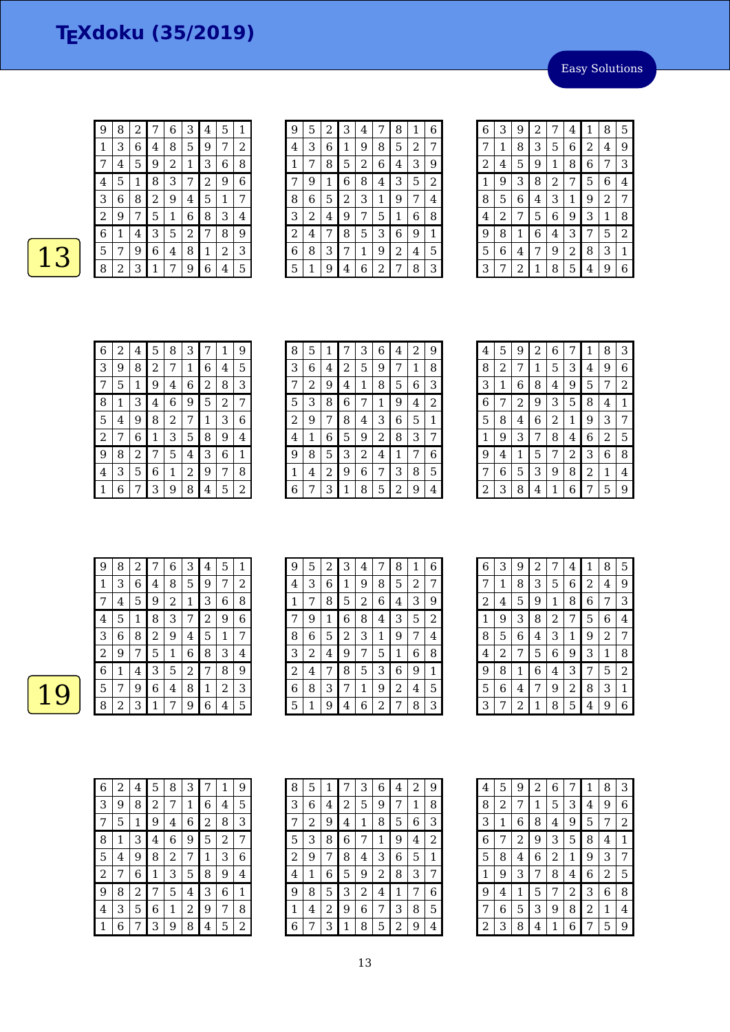# TEXdoku (35/2019)

Easy Solutions

## 13

| | | | | | | | | |
|---|---|---|---|---|---|---|---|---|
| 9 | 8 | 2 | 7 | 6 | 3 | 4 | 5 | 1 |
| 1 | 3 | 6 | 4 | 8 | 5 | 9 | 7 | 2 |
| 7 | 4 | 5 | 9 | 2 | 1 | 3 | 6 | 8 |
| 4 | 5 | 1 | 8 | 3 | 7 | 2 | 9 | 6 |
| 3 | 6 | 8 | 2 | 9 | 4 | 5 | 1 | 7 |
| 2 | 9 | 7 | 5 | 1 | 6 | 8 | 3 | 4 |
| 6 | 1 | 4 | 3 | 5 | 2 | 7 | 8 | 9 |
| 5 | 7 | 9 | 6 | 4 | 8 | 1 | 2 | 3 |
| 8 | 2 | 3 | 1 | 7 | 9 | 6 | 4 | 5 |

| | | | | | | | | |
|---|---|---|---|---|---|---|---|---|
| 9 | 5 | 2 | 3 | 4 | 7 | 8 | 1 | 6 |
| 4 | 3 | 6 | 1 | 9 | 8 | 5 | 2 | 7 |
| 1 | 7 | 8 | 5 | 2 | 6 | 4 | 3 | 9 |
| 7 | 9 | 1 | 6 | 8 | 4 | 3 | 5 | 2 |
| 8 | 6 | 5 | 2 | 3 | 1 | 9 | 7 | 4 |
| 3 | 2 | 4 | 9 | 7 | 5 | 1 | 6 | 8 |
| 2 | 4 | 7 | 8 | 5 | 3 | 6 | 9 | 1 |
| 6 | 8 | 3 | 7 | 1 | 9 | 2 | 4 | 5 |
| 5 | 1 | 9 | 4 | 6 | 2 | 7 | 8 | 3 |

| | | | | | | | | |
|---|---|---|---|---|---|---|---|---|
| 6 | 3 | 9 | 2 | 7 | 4 | 1 | 8 | 5 |
| 7 | 1 | 8 | 3 | 5 | 6 | 2 | 4 | 9 |
| 2 | 4 | 5 | 9 | 1 | 8 | 6 | 7 | 3 |
| 1 | 9 | 3 | 8 | 2 | 7 | 5 | 6 | 4 |
| 8 | 5 | 6 | 4 | 3 | 1 | 9 | 2 | 7 |
| 4 | 2 | 7 | 5 | 6 | 9 | 3 | 1 | 8 |
| 9 | 8 | 1 | 6 | 4 | 3 | 7 | 5 | 2 |
| 5 | 6 | 4 | 7 | 9 | 2 | 8 | 3 | 1 |
| 3 | 7 | 2 | 1 | 8 | 5 | 4 | 9 | 6 |

| | | | | | | | | |
|---|---|---|---|---|---|---|---|---|
| 6 | 2 | 4 | 5 | 8 | 3 | 7 | 1 | 9 |
| 3 | 9 | 8 | 2 | 7 | 1 | 6 | 4 | 5 |
| 7 | 5 | 1 | 9 | 4 | 6 | 2 | 8 | 3 |
| 8 | 1 | 3 | 4 | 6 | 9 | 5 | 2 | 7 |
| 5 | 4 | 9 | 8 | 2 | 7 | 1 | 3 | 6 |
| 2 | 7 | 6 | 1 | 3 | 5 | 8 | 9 | 4 |
| 9 | 8 | 2 | 7 | 5 | 4 | 3 | 6 | 1 |
| 4 | 3 | 5 | 6 | 1 | 2 | 9 | 7 | 8 |
| 1 | 6 | 7 | 3 | 9 | 8 | 4 | 5 | 2 |

| | | | | | | | | |
|---|---|---|---|---|---|---|---|---|
| 8 | 5 | 1 | 7 | 3 | 6 | 4 | 2 | 9 |
| 3 | 6 | 4 | 2 | 5 | 9 | 7 | 1 | 8 |
| 7 | 2 | 9 | 4 | 1 | 8 | 5 | 6 | 3 |
| 5 | 3 | 8 | 6 | 7 | 1 | 9 | 4 | 2 |
| 2 | 9 | 7 | 8 | 4 | 3 | 6 | 5 | 1 |
| 4 | 1 | 6 | 5 | 9 | 2 | 8 | 3 | 7 |
| 9 | 8 | 5 | 3 | 2 | 4 | 1 | 7 | 6 |
| 1 | 4 | 2 | 9 | 6 | 7 | 3 | 8 | 5 |
| 6 | 7 | 3 | 1 | 8 | 5 | 2 | 9 | 4 |

| | | | | | | | | |
|---|---|---|---|---|---|---|---|---|
| 4 | 5 | 9 | 2 | 6 | 7 | 1 | 8 | 3 |
| 8 | 2 | 7 | 1 | 5 | 3 | 4 | 9 | 6 |
| 3 | 1 | 6 | 8 | 4 | 9 | 5 | 7 | 2 |
| 6 | 7 | 2 | 9 | 3 | 5 | 8 | 4 | 1 |
| 5 | 8 | 4 | 6 | 2 | 1 | 9 | 3 | 7 |
| 1 | 9 | 3 | 7 | 8 | 4 | 6 | 2 | 5 |
| 9 | 4 | 1 | 5 | 7 | 2 | 3 | 6 | 8 |
| 7 | 6 | 5 | 3 | 9 | 8 | 2 | 1 | 4 |
| 2 | 3 | 8 | 4 | 1 | 6 | 7 | 5 | 9 |

## 19

| | | | | | | | | |
|---|---|---|---|---|---|---|---|---|
| 9 | 8 | 2 | 7 | 6 | 3 | 4 | 5 | 1 |
| 1 | 3 | 6 | 4 | 8 | 5 | 9 | 7 | 2 |
| 7 | 4 | 5 | 9 | 2 | 1 | 3 | 6 | 8 |
| 4 | 5 | 1 | 8 | 3 | 7 | 2 | 9 | 6 |
| 3 | 6 | 8 | 2 | 9 | 4 | 5 | 1 | 7 |
| 2 | 9 | 7 | 5 | 1 | 6 | 8 | 3 | 4 |
| 6 | 1 | 4 | 3 | 5 | 2 | 7 | 8 | 9 |
| 5 | 7 | 9 | 6 | 4 | 8 | 1 | 2 | 3 |
| 8 | 2 | 3 | 1 | 7 | 9 | 6 | 4 | 5 |

| | | | | | | | | |
|---|---|---|---|---|---|---|---|---|
| 9 | 5 | 2 | 3 | 4 | 7 | 8 | 1 | 6 |
| 4 | 3 | 6 | 1 | 9 | 8 | 5 | 2 | 7 |
| 1 | 7 | 8 | 5 | 2 | 6 | 4 | 3 | 9 |
| 7 | 9 | 1 | 6 | 8 | 4 | 3 | 5 | 2 |
| 8 | 6 | 5 | 2 | 3 | 1 | 9 | 7 | 4 |
| 3 | 2 | 4 | 9 | 7 | 5 | 1 | 6 | 8 |
| 2 | 4 | 7 | 8 | 5 | 3 | 6 | 9 | 1 |
| 6 | 8 | 3 | 7 | 1 | 9 | 2 | 4 | 5 |
| 5 | 1 | 9 | 4 | 6 | 2 | 7 | 8 | 3 |

| | | | | | | | | |
|---|---|---|---|---|---|---|---|---|
| 6 | 3 | 9 | 2 | 7 | 4 | 1 | 8 | 5 |
| 7 | 1 | 8 | 3 | 5 | 6 | 2 | 4 | 9 |
| 2 | 4 | 5 | 9 | 1 | 8 | 6 | 7 | 3 |
| 1 | 9 | 3 | 8 | 2 | 7 | 5 | 6 | 4 |
| 8 | 5 | 6 | 4 | 3 | 1 | 9 | 2 | 7 |
| 4 | 2 | 7 | 5 | 6 | 9 | 3 | 1 | 8 |
| 9 | 8 | 1 | 6 | 4 | 3 | 7 | 5 | 2 |
| 5 | 6 | 4 | 7 | 9 | 2 | 8 | 3 | 1 |
| 3 | 7 | 2 | 1 | 8 | 5 | 4 | 9 | 6 |

| | | | | | | | | |
|---|---|---|---|---|---|---|---|---|
| 6 | 2 | 4 | 5 | 8 | 3 | 7 | 1 | 9 |
| 3 | 9 | 8 | 2 | 7 | 1 | 6 | 4 | 5 |
| 7 | 5 | 1 | 9 | 4 | 6 | 2 | 8 | 3 |
| 8 | 1 | 3 | 4 | 6 | 9 | 5 | 2 | 7 |
| 5 | 4 | 9 | 8 | 2 | 7 | 1 | 3 | 6 |
| 2 | 7 | 6 | 1 | 3 | 5 | 8 | 9 | 4 |
| 9 | 8 | 2 | 7 | 5 | 4 | 3 | 6 | 1 |
| 4 | 3 | 5 | 6 | 1 | 2 | 9 | 7 | 8 |
| 1 | 6 | 7 | 3 | 9 | 8 | 4 | 5 | 2 |

| | | | | | | | | |
|---|---|---|---|---|---|---|---|---|
| 8 | 5 | 1 | 7 | 3 | 6 | 4 | 2 | 9 |
| 3 | 6 | 4 | 2 | 5 | 9 | 7 | 1 | 8 |
| 7 | 2 | 9 | 4 | 1 | 8 | 5 | 6 | 3 |
| 5 | 3 | 8 | 6 | 7 | 1 | 9 | 4 | 2 |
| 2 | 9 | 7 | 8 | 4 | 3 | 6 | 5 | 1 |
| 4 | 1 | 6 | 5 | 9 | 2 | 8 | 3 | 7 |
| 9 | 8 | 5 | 3 | 2 | 4 | 1 | 7 | 6 |
| 1 | 4 | 2 | 9 | 6 | 7 | 3 | 8 | 5 |
| 6 | 7 | 3 | 1 | 8 | 5 | 2 | 9 | 4 |

| | | | | | | | | |
|---|---|---|---|---|---|---|---|---|
| 4 | 5 | 9 | 2 | 6 | 7 | 1 | 8 | 3 |
| 8 | 2 | 7 | 1 | 5 | 3 | 4 | 9 | 6 |
| 3 | 1 | 6 | 8 | 4 | 9 | 5 | 7 | 2 |
| 6 | 7 | 2 | 9 | 3 | 5 | 8 | 4 | 1 |
| 5 | 8 | 4 | 6 | 2 | 1 | 9 | 3 | 7 |
| 1 | 9 | 3 | 7 | 8 | 4 | 6 | 2 | 5 |
| 9 | 4 | 1 | 5 | 7 | 2 | 3 | 6 | 8 |
| 7 | 6 | 5 | 3 | 9 | 8 | 2 | 1 | 4 |
| 2 | 3 | 8 | 4 | 1 | 6 | 7 | 5 | 9 |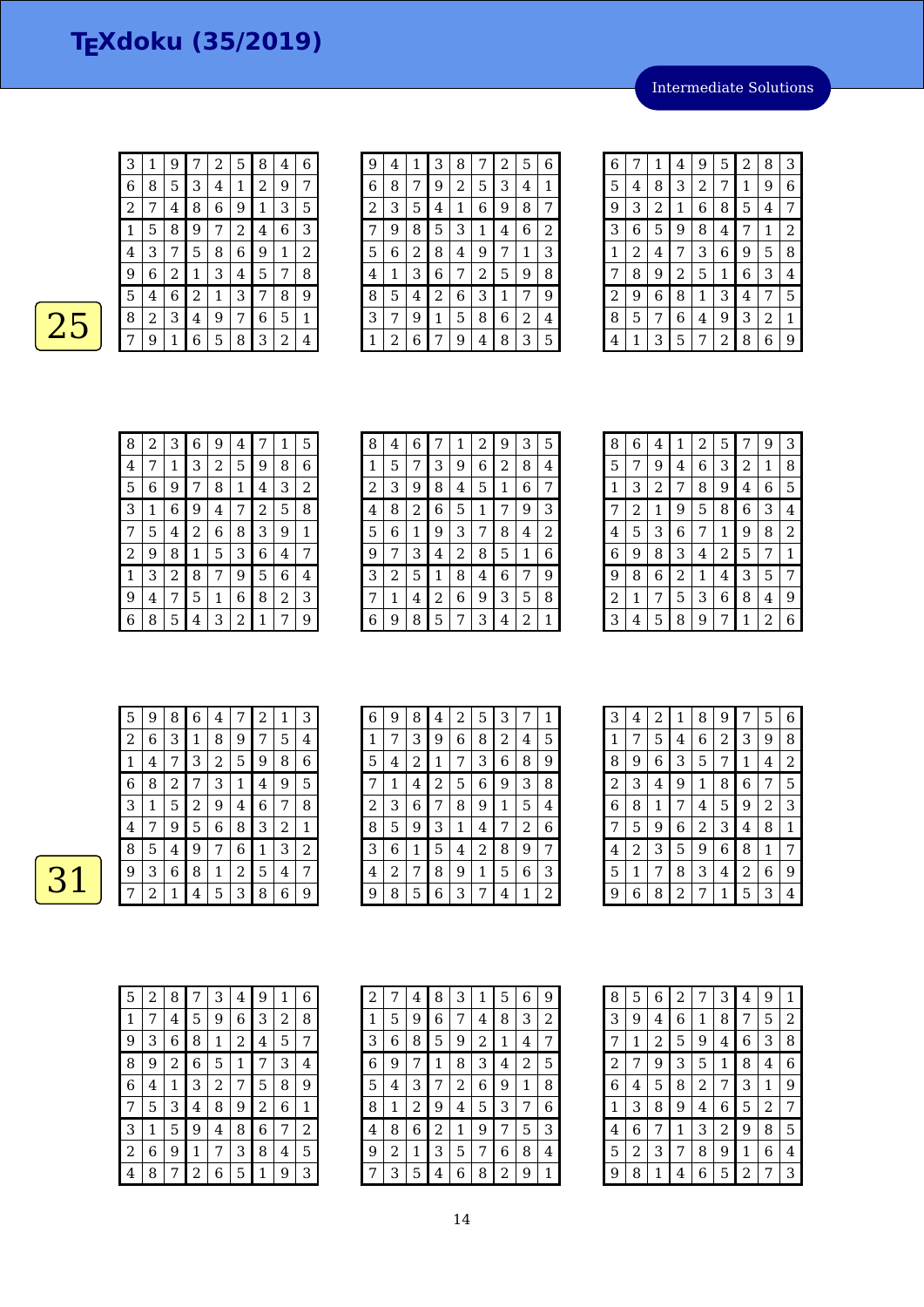# TEXdoku (35/2019)

Intermediate Solutions

**25**

| | | | | | | | | |
|---|---|---|---|---|---|---|---|---|
| 3 | 1 | 9 | 7 | 2 | 5 | 8 | 4 | 6 |
| 6 | 8 | 5 | 3 | 4 | 1 | 2 | 9 | 7 |
| 2 | 7 | 4 | 8 | 6 | 9 | 1 | 3 | 5 |
| 1 | 5 | 8 | 9 | 7 | 2 | 4 | 6 | 3 |
| 4 | 3 | 7 | 5 | 8 | 6 | 9 | 1 | 2 |
| 9 | 6 | 2 | 1 | 3 | 4 | 5 | 7 | 8 |
| 5 | 4 | 6 | 2 | 1 | 3 | 7 | 8 | 9 |
| 8 | 2 | 3 | 4 | 9 | 7 | 6 | 5 | 1 |
| 7 | 9 | 1 | 6 | 5 | 8 | 3 | 2 | 4 |

| | | | | | | | | |
|---|---|---|---|---|---|---|---|---|
| 9 | 4 | 1 | 3 | 8 | 7 | 2 | 5 | 6 |
| 6 | 8 | 7 | 9 | 2 | 5 | 3 | 4 | 1 |
| 2 | 3 | 5 | 4 | 1 | 6 | 9 | 8 | 7 |
| 7 | 9 | 8 | 5 | 3 | 1 | 4 | 6 | 2 |
| 5 | 6 | 2 | 8 | 4 | 9 | 7 | 1 | 3 |
| 4 | 1 | 3 | 6 | 7 | 2 | 5 | 9 | 8 |
| 8 | 5 | 4 | 2 | 6 | 3 | 1 | 7 | 9 |
| 3 | 7 | 9 | 1 | 5 | 8 | 6 | 2 | 4 |
| 1 | 2 | 6 | 7 | 9 | 4 | 8 | 3 | 5 |

| | | | | | | | | |
|---|---|---|---|---|---|---|---|---|
| 6 | 7 | 1 | 4 | 9 | 5 | 2 | 8 | 3 |
| 5 | 4 | 8 | 3 | 2 | 7 | 1 | 9 | 6 |
| 9 | 3 | 2 | 1 | 6 | 8 | 5 | 4 | 7 |
| 3 | 6 | 5 | 9 | 8 | 4 | 7 | 1 | 2 |
| 1 | 2 | 4 | 7 | 3 | 6 | 9 | 5 | 8 |
| 7 | 8 | 9 | 2 | 5 | 1 | 6 | 3 | 4 |
| 2 | 9 | 6 | 8 | 1 | 3 | 4 | 7 | 5 |
| 8 | 5 | 7 | 6 | 4 | 9 | 3 | 2 | 1 |
| 4 | 1 | 3 | 5 | 7 | 2 | 8 | 6 | 9 |

| | | | | | | | | |
|---|---|---|---|---|---|---|---|---|
| 8 | 2 | 3 | 6 | 9 | 4 | 7 | 1 | 5 |
| 4 | 7 | 1 | 3 | 2 | 5 | 9 | 8 | 6 |
| 5 | 6 | 9 | 7 | 8 | 1 | 4 | 3 | 2 |
| 3 | 1 | 6 | 9 | 4 | 7 | 2 | 5 | 8 |
| 7 | 5 | 4 | 2 | 6 | 8 | 3 | 9 | 1 |
| 2 | 9 | 8 | 1 | 5 | 3 | 6 | 4 | 7 |
| 1 | 3 | 2 | 8 | 7 | 9 | 5 | 6 | 4 |
| 9 | 4 | 7 | 5 | 1 | 6 | 8 | 2 | 3 |
| 6 | 8 | 5 | 4 | 3 | 2 | 1 | 7 | 9 |

| | | | | | | | | |
|---|---|---|---|---|---|---|---|---|
| 8 | 4 | 6 | 7 | 1 | 2 | 9 | 3 | 5 |
| 1 | 5 | 7 | 3 | 9 | 6 | 2 | 8 | 4 |
| 2 | 3 | 9 | 8 | 4 | 5 | 1 | 6 | 7 |
| 4 | 8 | 2 | 6 | 5 | 1 | 7 | 9 | 3 |
| 5 | 6 | 1 | 9 | 3 | 7 | 8 | 4 | 2 |
| 9 | 7 | 3 | 4 | 2 | 8 | 5 | 1 | 6 |
| 3 | 2 | 5 | 1 | 8 | 4 | 6 | 7 | 9 |
| 7 | 1 | 4 | 2 | 6 | 9 | 3 | 5 | 8 |
| 6 | 9 | 8 | 5 | 7 | 3 | 4 | 2 | 1 |

| | | | | | | | | |
|---|---|---|---|---|---|---|---|---|
| 8 | 6 | 4 | 1 | 2 | 5 | 7 | 9 | 3 |
| 5 | 7 | 9 | 4 | 6 | 3 | 2 | 1 | 8 |
| 1 | 3 | 2 | 7 | 8 | 9 | 4 | 6 | 5 |
| 7 | 2 | 1 | 9 | 5 | 8 | 6 | 3 | 4 |
| 4 | 5 | 3 | 6 | 7 | 1 | 9 | 8 | 2 |
| 6 | 9 | 8 | 3 | 4 | 2 | 5 | 7 | 1 |
| 9 | 8 | 6 | 2 | 1 | 4 | 3 | 5 | 7 |
| 2 | 1 | 7 | 5 | 3 | 6 | 8 | 4 | 9 |
| 3 | 4 | 5 | 8 | 9 | 7 | 1 | 2 | 6 |

**31**

| | | | | | | | | |
|---|---|---|---|---|---|---|---|---|
| 5 | 9 | 8 | 6 | 4 | 7 | 2 | 1 | 3 |
| 2 | 6 | 3 | 1 | 8 | 9 | 7 | 5 | 4 |
| 1 | 4 | 7 | 3 | 2 | 5 | 9 | 8 | 6 |
| 6 | 8 | 2 | 7 | 3 | 1 | 4 | 9 | 5 |
| 3 | 1 | 5 | 2 | 9 | 4 | 6 | 7 | 8 |
| 4 | 7 | 9 | 5 | 6 | 8 | 3 | 2 | 1 |
| 8 | 5 | 4 | 9 | 7 | 6 | 1 | 3 | 2 |
| 9 | 3 | 6 | 8 | 1 | 2 | 5 | 4 | 7 |
| 7 | 2 | 1 | 4 | 5 | 3 | 8 | 6 | 9 |

| | | | | | | | | |
|---|---|---|---|---|---|---|---|---|
| 6 | 9 | 8 | 4 | 2 | 5 | 3 | 7 | 1 |
| 1 | 7 | 3 | 9 | 6 | 8 | 2 | 4 | 5 |
| 5 | 4 | 2 | 1 | 7 | 3 | 6 | 8 | 9 |
| 7 | 1 | 4 | 2 | 5 | 6 | 9 | 3 | 8 |
| 2 | 3 | 6 | 7 | 8 | 9 | 1 | 5 | 4 |
| 8 | 5 | 9 | 3 | 1 | 4 | 7 | 2 | 6 |
| 3 | 6 | 1 | 5 | 4 | 2 | 8 | 9 | 7 |
| 4 | 2 | 7 | 8 | 9 | 1 | 5 | 6 | 3 |
| 9 | 8 | 5 | 6 | 3 | 7 | 4 | 1 | 2 |

| | | | | | | | | |
|---|---|---|---|---|---|---|---|---|
| 3 | 4 | 2 | 1 | 8 | 9 | 7 | 5 | 6 |
| 1 | 7 | 5 | 4 | 6 | 2 | 3 | 9 | 8 |
| 8 | 9 | 6 | 3 | 5 | 7 | 1 | 4 | 2 |
| 2 | 3 | 4 | 9 | 1 | 8 | 6 | 7 | 5 |
| 6 | 8 | 1 | 7 | 4 | 5 | 9 | 2 | 3 |
| 7 | 5 | 9 | 6 | 2 | 3 | 4 | 8 | 1 |
| 4 | 2 | 3 | 5 | 9 | 6 | 8 | 1 | 7 |
| 5 | 1 | 7 | 8 | 3 | 4 | 2 | 6 | 9 |
| 9 | 6 | 8 | 2 | 7 | 1 | 5 | 3 | 4 |

| | | | | | | | | |
|---|---|---|---|---|---|---|---|---|
| 5 | 2 | 8 | 7 | 3 | 4 | 9 | 1 | 6 |
| 1 | 7 | 4 | 5 | 9 | 6 | 3 | 2 | 8 |
| 9 | 3 | 6 | 8 | 1 | 2 | 4 | 5 | 7 |
| 8 | 9 | 2 | 6 | 5 | 1 | 7 | 3 | 4 |
| 6 | 4 | 1 | 3 | 2 | 7 | 5 | 8 | 9 |
| 7 | 5 | 3 | 4 | 8 | 9 | 2 | 6 | 1 |
| 3 | 1 | 5 | 9 | 4 | 8 | 6 | 7 | 2 |
| 2 | 6 | 9 | 1 | 7 | 3 | 8 | 4 | 5 |
| 4 | 8 | 7 | 2 | 6 | 5 | 1 | 9 | 3 |

| | | | | | | | | |
|---|---|---|---|---|---|---|---|---|
| 2 | 7 | 4 | 8 | 3 | 1 | 5 | 6 | 9 |
| 1 | 5 | 9 | 6 | 7 | 4 | 8 | 3 | 2 |
| 3 | 6 | 8 | 5 | 9 | 2 | 1 | 4 | 7 |
| 6 | 9 | 7 | 1 | 8 | 3 | 4 | 2 | 5 |
| 5 | 4 | 3 | 7 | 2 | 6 | 9 | 1 | 8 |
| 8 | 1 | 2 | 9 | 4 | 5 | 3 | 7 | 6 |
| 4 | 8 | 6 | 2 | 1 | 9 | 7 | 5 | 3 |
| 9 | 2 | 1 | 3 | 5 | 7 | 6 | 8 | 4 |
| 7 | 3 | 5 | 4 | 6 | 8 | 2 | 9 | 1 |

| | | | | | | | | |
|---|---|---|---|---|---|---|---|---|
| 8 | 5 | 6 | 2 | 7 | 3 | 4 | 9 | 1 |
| 3 | 9 | 4 | 6 | 1 | 8 | 7 | 5 | 2 |
| 7 | 1 | 2 | 5 | 9 | 4 | 6 | 3 | 8 |
| 2 | 7 | 9 | 3 | 5 | 1 | 8 | 4 | 6 |
| 6 | 4 | 5 | 8 | 2 | 7 | 3 | 1 | 9 |
| 1 | 3 | 8 | 9 | 4 | 6 | 5 | 2 | 7 |
| 4 | 6 | 7 | 1 | 3 | 2 | 9 | 8 | 5 |
| 5 | 2 | 3 | 7 | 8 | 9 | 1 | 6 | 4 |
| 9 | 8 | 1 | 4 | 6 | 5 | 2 | 7 | 3 |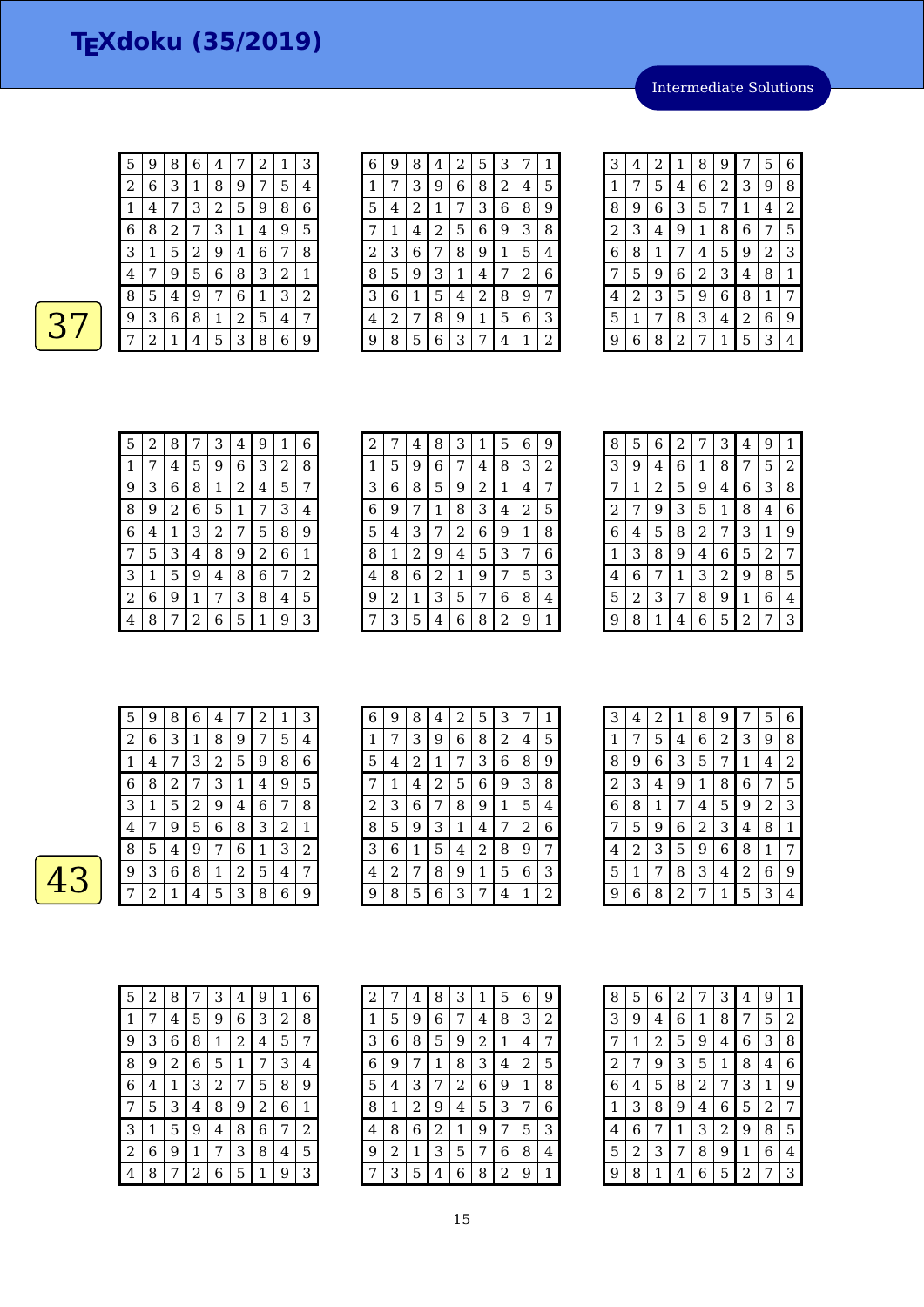# TEXdoku (35/2019)

Intermediate Solutions

**37**

| | | | | | | | | |
|---|---|---|---|---|---|---|---|---|
| 5 | 9 | 8 | 6 | 4 | 7 | 2 | 1 | 3 |
| 2 | 6 | 3 | 1 | 8 | 9 | 7 | 5 | 4 |
| 1 | 4 | 7 | 3 | 2 | 5 | 9 | 8 | 6 |
| 6 | 8 | 2 | 7 | 3 | 1 | 4 | 9 | 5 |
| 3 | 1 | 5 | 2 | 9 | 4 | 6 | 7 | 8 |
| 4 | 7 | 9 | 5 | 6 | 8 | 3 | 2 | 1 |
| 8 | 5 | 4 | 9 | 7 | 6 | 1 | 3 | 2 |
| 9 | 3 | 6 | 8 | 1 | 2 | 5 | 4 | 7 |
| 7 | 2 | 1 | 4 | 5 | 3 | 8 | 6 | 9 |

| | | | | | | | | |
|---|---|---|---|---|---|---|---|---|
| 6 | 9 | 8 | 4 | 2 | 5 | 3 | 7 | 1 |
| 1 | 7 | 3 | 9 | 6 | 8 | 2 | 4 | 5 |
| 5 | 4 | 2 | 1 | 7 | 3 | 6 | 8 | 9 |
| 7 | 1 | 4 | 2 | 5 | 6 | 9 | 3 | 8 |
| 2 | 3 | 6 | 7 | 8 | 9 | 1 | 5 | 4 |
| 8 | 5 | 9 | 3 | 1 | 4 | 7 | 2 | 6 |
| 3 | 6 | 1 | 5 | 4 | 2 | 8 | 9 | 7 |
| 4 | 2 | 7 | 8 | 9 | 1 | 5 | 6 | 3 |
| 9 | 8 | 5 | 6 | 3 | 7 | 4 | 1 | 2 |

| | | | | | | | | |
|---|---|---|---|---|---|---|---|---|
| 3 | 4 | 2 | 1 | 8 | 9 | 7 | 5 | 6 |
| 1 | 7 | 5 | 4 | 6 | 2 | 3 | 9 | 8 |
| 8 | 9 | 6 | 3 | 5 | 7 | 1 | 4 | 2 |
| 2 | 3 | 4 | 9 | 1 | 8 | 6 | 7 | 5 |
| 6 | 8 | 1 | 7 | 4 | 5 | 9 | 2 | 3 |
| 7 | 5 | 9 | 6 | 2 | 3 | 4 | 8 | 1 |
| 4 | 2 | 3 | 5 | 9 | 6 | 8 | 1 | 7 |
| 5 | 1 | 7 | 8 | 3 | 4 | 2 | 6 | 9 |
| 9 | 6 | 8 | 2 | 7 | 1 | 5 | 3 | 4 |

| | | | | | | | | |
|---|---|---|---|---|---|---|---|---|
| 5 | 2 | 8 | 7 | 3 | 4 | 9 | 1 | 6 |
| 1 | 7 | 4 | 5 | 9 | 6 | 3 | 2 | 8 |
| 9 | 3 | 6 | 8 | 1 | 2 | 4 | 5 | 7 |
| 8 | 9 | 2 | 6 | 5 | 1 | 7 | 3 | 4 |
| 6 | 4 | 1 | 3 | 2 | 7 | 5 | 8 | 9 |
| 7 | 5 | 3 | 4 | 8 | 9 | 2 | 6 | 1 |
| 3 | 1 | 5 | 9 | 4 | 8 | 6 | 7 | 2 |
| 2 | 6 | 9 | 1 | 7 | 3 | 8 | 4 | 5 |
| 4 | 8 | 7 | 2 | 6 | 5 | 1 | 9 | 3 |

| | | | | | | | | |
|---|---|---|---|---|---|---|---|---|
| 2 | 7 | 4 | 8 | 3 | 1 | 5 | 6 | 9 |
| 1 | 5 | 9 | 6 | 7 | 4 | 8 | 3 | 2 |
| 3 | 6 | 8 | 5 | 9 | 2 | 1 | 4 | 7 |
| 6 | 9 | 7 | 1 | 8 | 3 | 4 | 2 | 5 |
| 5 | 4 | 3 | 7 | 2 | 6 | 9 | 1 | 8 |
| 8 | 1 | 2 | 9 | 4 | 5 | 3 | 7 | 6 |
| 4 | 8 | 6 | 2 | 1 | 9 | 7 | 5 | 3 |
| 9 | 2 | 1 | 3 | 5 | 7 | 6 | 8 | 4 |
| 7 | 3 | 5 | 4 | 6 | 8 | 2 | 9 | 1 |

| | | | | | | | | |
|---|---|---|---|---|---|---|---|---|
| 8 | 5 | 6 | 2 | 7 | 3 | 4 | 9 | 1 |
| 3 | 9 | 4 | 6 | 1 | 8 | 7 | 5 | 2 |
| 7 | 1 | 2 | 5 | 9 | 4 | 6 | 3 | 8 |
| 2 | 7 | 9 | 3 | 5 | 1 | 8 | 4 | 6 |
| 6 | 4 | 5 | 8 | 2 | 7 | 3 | 1 | 9 |
| 1 | 3 | 8 | 9 | 4 | 6 | 5 | 2 | 7 |
| 4 | 6 | 7 | 1 | 3 | 2 | 9 | 8 | 5 |
| 5 | 2 | 3 | 7 | 8 | 9 | 1 | 6 | 4 |
| 9 | 8 | 1 | 4 | 6 | 5 | 2 | 7 | 3 |

**43**

| | | | | | | | | |
|---|---|---|---|---|---|---|---|---|
| 5 | 9 | 8 | 6 | 4 | 7 | 2 | 1 | 3 |
| 2 | 6 | 3 | 1 | 8 | 9 | 7 | 5 | 4 |
| 1 | 4 | 7 | 3 | 2 | 5 | 9 | 8 | 6 |
| 6 | 8 | 2 | 7 | 3 | 1 | 4 | 9 | 5 |
| 3 | 1 | 5 | 2 | 9 | 4 | 6 | 7 | 8 |
| 4 | 7 | 9 | 5 | 6 | 8 | 3 | 2 | 1 |
| 8 | 5 | 4 | 9 | 7 | 6 | 1 | 3 | 2 |
| 9 | 3 | 6 | 8 | 1 | 2 | 5 | 4 | 7 |
| 7 | 2 | 1 | 4 | 5 | 3 | 8 | 6 | 9 |

| | | | | | | | | |
|---|---|---|---|---|---|---|---|---|
| 6 | 9 | 8 | 4 | 2 | 5 | 3 | 7 | 1 |
| 1 | 7 | 3 | 9 | 6 | 8 | 2 | 4 | 5 |
| 5 | 4 | 2 | 1 | 7 | 3 | 6 | 8 | 9 |
| 7 | 1 | 4 | 2 | 5 | 6 | 9 | 3 | 8 |
| 2 | 3 | 6 | 7 | 8 | 9 | 1 | 5 | 4 |
| 8 | 5 | 9 | 3 | 1 | 4 | 7 | 2 | 6 |
| 3 | 6 | 1 | 5 | 4 | 2 | 8 | 9 | 7 |
| 4 | 2 | 7 | 8 | 9 | 1 | 5 | 6 | 3 |
| 9 | 8 | 5 | 6 | 3 | 7 | 4 | 1 | 2 |

| | | | | | | | | |
|---|---|---|---|---|---|---|---|---|
| 3 | 4 | 2 | 1 | 8 | 9 | 7 | 5 | 6 |
| 1 | 7 | 5 | 4 | 6 | 2 | 3 | 9 | 8 |
| 8 | 9 | 6 | 3 | 5 | 7 | 1 | 4 | 2 |
| 2 | 3 | 4 | 9 | 1 | 8 | 6 | 7 | 5 |
| 6 | 8 | 1 | 7 | 4 | 5 | 9 | 2 | 3 |
| 7 | 5 | 9 | 6 | 2 | 3 | 4 | 8 | 1 |
| 4 | 2 | 3 | 5 | 9 | 6 | 8 | 1 | 7 |
| 5 | 1 | 7 | 8 | 3 | 4 | 2 | 6 | 9 |
| 9 | 6 | 8 | 2 | 7 | 1 | 5 | 3 | 4 |

| | | | | | | | | |
|---|---|---|---|---|---|---|---|---|
| 5 | 2 | 8 | 7 | 3 | 4 | 9 | 1 | 6 |
| 1 | 7 | 4 | 5 | 9 | 6 | 3 | 2 | 8 |
| 9 | 3 | 6 | 8 | 1 | 2 | 4 | 5 | 7 |
| 8 | 9 | 2 | 6 | 5 | 1 | 7 | 3 | 4 |
| 6 | 4 | 1 | 3 | 2 | 7 | 5 | 8 | 9 |
| 7 | 5 | 3 | 4 | 8 | 9 | 2 | 6 | 1 |
| 3 | 1 | 5 | 9 | 4 | 8 | 6 | 7 | 2 |
| 2 | 6 | 9 | 1 | 7 | 3 | 8 | 4 | 5 |
| 4 | 8 | 7 | 2 | 6 | 5 | 1 | 9 | 3 |

| | | | | | | | | |
|---|---|---|---|---|---|---|---|---|
| 2 | 7 | 4 | 8 | 3 | 1 | 5 | 6 | 9 |
| 1 | 5 | 9 | 6 | 7 | 4 | 8 | 3 | 2 |
| 3 | 6 | 8 | 5 | 9 | 2 | 1 | 4 | 7 |
| 6 | 9 | 7 | 1 | 8 | 3 | 4 | 2 | 5 |
| 5 | 4 | 3 | 7 | 2 | 6 | 9 | 1 | 8 |
| 8 | 1 | 2 | 9 | 4 | 5 | 3 | 7 | 6 |
| 4 | 8 | 6 | 2 | 1 | 9 | 7 | 5 | 3 |
| 9 | 2 | 1 | 3 | 5 | 7 | 6 | 8 | 4 |
| 7 | 3 | 5 | 4 | 6 | 8 | 2 | 9 | 1 |

| | | | | | | | | |
|---|---|---|---|---|---|---|---|---|
| 8 | 5 | 6 | 2 | 7 | 3 | 4 | 9 | 1 |
| 3 | 9 | 4 | 6 | 1 | 8 | 7 | 5 | 2 |
| 7 | 1 | 2 | 5 | 9 | 4 | 6 | 3 | 8 |
| 2 | 7 | 9 | 3 | 5 | 1 | 8 | 4 | 6 |
| 6 | 4 | 5 | 8 | 2 | 7 | 3 | 1 | 9 |
| 1 | 3 | 8 | 9 | 4 | 6 | 5 | 2 | 7 |
| 4 | 6 | 7 | 1 | 3 | 2 | 9 | 8 | 5 |
| 5 | 2 | 3 | 7 | 8 | 9 | 1 | 6 | 4 |
| 9 | 8 | 1 | 4 | 6 | 5 | 2 | 7 | 3 |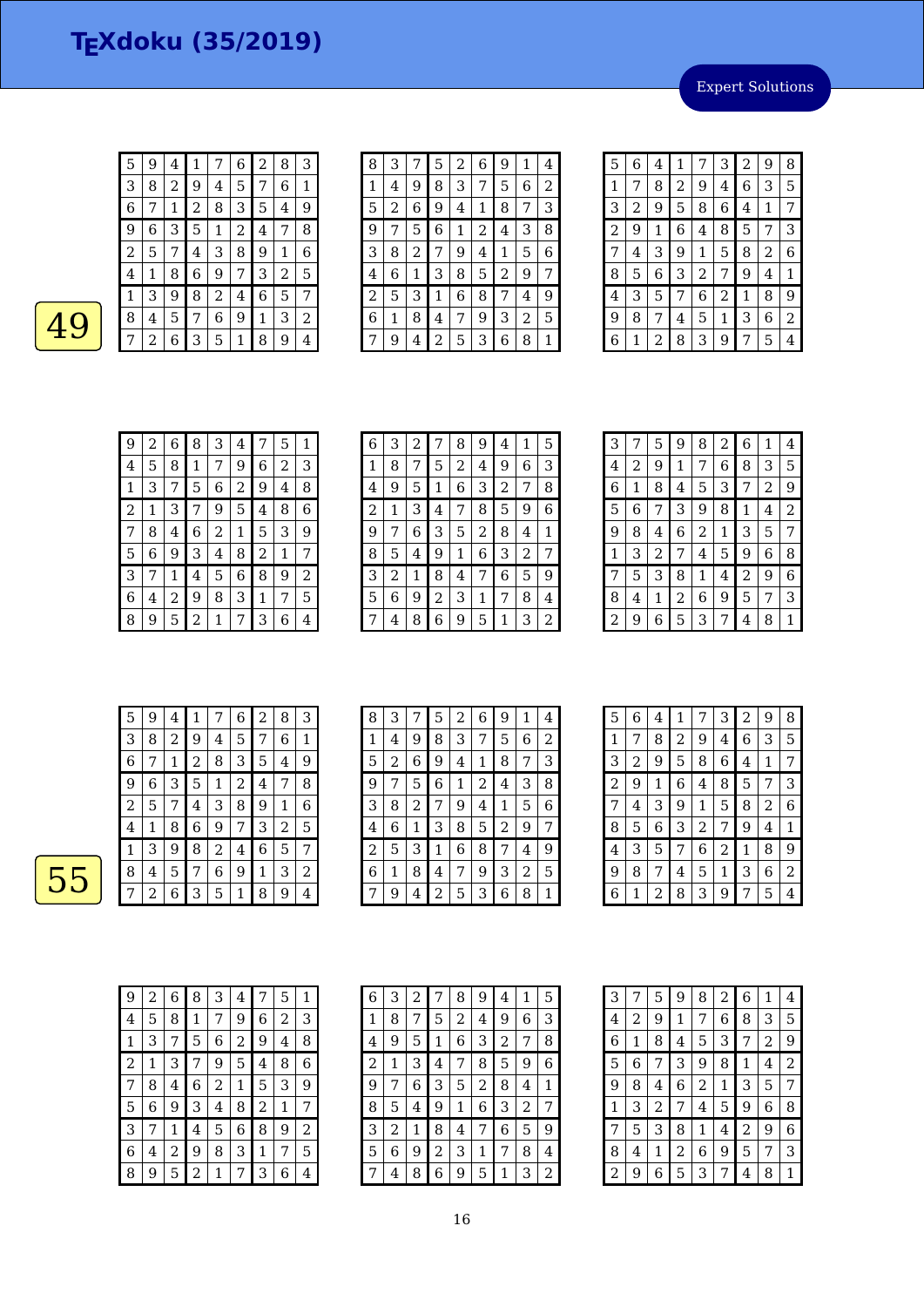# TEXdoku (35/2019)

Expert Solutions

## 49

| | | | | | | | | |
|---|---|---|---|---|---|---|---|---|
| 5 | 9 | 4 | 1 | 7 | 6 | 2 | 8 | 3 |
| 3 | 8 | 2 | 9 | 4 | 5 | 7 | 6 | 1 |
| 6 | 7 | 1 | 2 | 8 | 3 | 5 | 4 | 9 |
| 9 | 6 | 3 | 5 | 1 | 2 | 4 | 7 | 8 |
| 2 | 5 | 7 | 4 | 3 | 8 | 9 | 1 | 6 |
| 4 | 1 | 8 | 6 | 9 | 7 | 3 | 2 | 5 |
| 1 | 3 | 9 | 8 | 2 | 4 | 6 | 5 | 7 |
| 8 | 4 | 5 | 7 | 6 | 9 | 1 | 3 | 2 |
| 7 | 2 | 6 | 3 | 5 | 1 | 8 | 9 | 4 |

| | | | | | | | | |
|---|---|---|---|---|---|---|---|---|
| 8 | 3 | 7 | 5 | 2 | 6 | 9 | 1 | 4 |
| 1 | 4 | 9 | 8 | 3 | 7 | 5 | 6 | 2 |
| 5 | 2 | 6 | 9 | 4 | 1 | 8 | 7 | 3 |
| 9 | 7 | 5 | 6 | 1 | 2 | 4 | 3 | 8 |
| 3 | 8 | 2 | 7 | 9 | 4 | 1 | 5 | 6 |
| 4 | 6 | 1 | 3 | 8 | 5 | 2 | 9 | 7 |
| 2 | 5 | 3 | 1 | 6 | 8 | 7 | 4 | 9 |
| 6 | 1 | 8 | 4 | 7 | 9 | 3 | 2 | 5 |
| 7 | 9 | 4 | 2 | 5 | 3 | 6 | 8 | 1 |

| | | | | | | | | |
|---|---|---|---|---|---|---|---|---|
| 5 | 6 | 4 | 1 | 7 | 3 | 2 | 9 | 8 |
| 1 | 7 | 8 | 2 | 9 | 4 | 6 | 3 | 5 |
| 3 | 2 | 9 | 5 | 8 | 6 | 4 | 1 | 7 |
| 2 | 9 | 1 | 6 | 4 | 8 | 5 | 7 | 3 |
| 7 | 4 | 3 | 9 | 1 | 5 | 8 | 2 | 6 |
| 8 | 5 | 6 | 3 | 2 | 7 | 9 | 4 | 1 |
| 4 | 3 | 5 | 7 | 6 | 2 | 1 | 8 | 9 |
| 9 | 8 | 7 | 4 | 5 | 1 | 3 | 6 | 2 |
| 6 | 1 | 2 | 8 | 3 | 9 | 7 | 5 | 4 |

| | | | | | | | | |
|---|---|---|---|---|---|---|---|---|
| 9 | 2 | 6 | 8 | 3 | 4 | 7 | 5 | 1 |
| 4 | 5 | 8 | 1 | 7 | 9 | 6 | 2 | 3 |
| 1 | 3 | 7 | 5 | 6 | 2 | 9 | 4 | 8 |
| 2 | 1 | 3 | 7 | 9 | 5 | 4 | 8 | 6 |
| 7 | 8 | 4 | 6 | 2 | 1 | 5 | 3 | 9 |
| 5 | 6 | 9 | 3 | 4 | 8 | 2 | 1 | 7 |
| 3 | 7 | 1 | 4 | 5 | 6 | 8 | 9 | 2 |
| 6 | 4 | 2 | 9 | 8 | 3 | 1 | 7 | 5 |
| 8 | 9 | 5 | 2 | 1 | 7 | 3 | 6 | 4 |

| | | | | | | | | |
|---|---|---|---|---|---|---|---|---|
| 6 | 3 | 2 | 7 | 8 | 9 | 4 | 1 | 5 |
| 1 | 8 | 7 | 5 | 2 | 4 | 9 | 6 | 3 |
| 4 | 9 | 5 | 1 | 6 | 3 | 2 | 7 | 8 |
| 2 | 1 | 3 | 4 | 7 | 8 | 5 | 9 | 6 |
| 9 | 7 | 6 | 3 | 5 | 2 | 8 | 4 | 1 |
| 8 | 5 | 4 | 9 | 1 | 6 | 3 | 2 | 7 |
| 3 | 2 | 1 | 8 | 4 | 7 | 6 | 5 | 9 |
| 5 | 6 | 9 | 2 | 3 | 1 | 7 | 8 | 4 |
| 7 | 4 | 8 | 6 | 9 | 5 | 1 | 3 | 2 |

| | | | | | | | | |
|---|---|---|---|---|---|---|---|---|
| 3 | 7 | 5 | 9 | 8 | 2 | 6 | 1 | 4 |
| 4 | 2 | 9 | 1 | 7 | 6 | 8 | 3 | 5 |
| 6 | 1 | 8 | 4 | 5 | 3 | 7 | 2 | 9 |
| 5 | 6 | 7 | 3 | 9 | 8 | 1 | 4 | 2 |
| 9 | 8 | 4 | 6 | 2 | 1 | 3 | 5 | 7 |
| 1 | 3 | 2 | 7 | 4 | 5 | 9 | 6 | 8 |
| 7 | 5 | 3 | 8 | 1 | 4 | 2 | 9 | 6 |
| 8 | 4 | 1 | 2 | 6 | 9 | 5 | 7 | 3 |
| 2 | 9 | 6 | 5 | 3 | 7 | 4 | 8 | 1 |

## 55

| | | | | | | | | |
|---|---|---|---|---|---|---|---|---|
| 5 | 9 | 4 | 1 | 7 | 6 | 2 | 8 | 3 |
| 3 | 8 | 2 | 9 | 4 | 5 | 7 | 6 | 1 |
| 6 | 7 | 1 | 2 | 8 | 3 | 5 | 4 | 9 |
| 9 | 6 | 3 | 5 | 1 | 2 | 4 | 7 | 8 |
| 2 | 5 | 7 | 4 | 3 | 8 | 9 | 1 | 6 |
| 4 | 1 | 8 | 6 | 9 | 7 | 3 | 2 | 5 |
| 1 | 3 | 9 | 8 | 2 | 4 | 6 | 5 | 7 |
| 8 | 4 | 5 | 7 | 6 | 9 | 1 | 3 | 2 |
| 7 | 2 | 6 | 3 | 5 | 1 | 8 | 9 | 4 |

| | | | | | | | | |
|---|---|---|---|---|---|---|---|---|
| 8 | 3 | 7 | 5 | 2 | 6 | 9 | 1 | 4 |
| 1 | 4 | 9 | 8 | 3 | 7 | 5 | 6 | 2 |
| 5 | 2 | 6 | 9 | 4 | 1 | 8 | 7 | 3 |
| 9 | 7 | 5 | 6 | 1 | 2 | 4 | 3 | 8 |
| 3 | 8 | 2 | 7 | 9 | 4 | 1 | 5 | 6 |
| 4 | 6 | 1 | 3 | 8 | 5 | 2 | 9 | 7 |
| 2 | 5 | 3 | 1 | 6 | 8 | 7 | 4 | 9 |
| 6 | 1 | 8 | 4 | 7 | 9 | 3 | 2 | 5 |
| 7 | 9 | 4 | 2 | 5 | 3 | 6 | 8 | 1 |

| | | | | | | | | |
|---|---|---|---|---|---|---|---|---|
| 5 | 6 | 4 | 1 | 7 | 3 | 2 | 9 | 8 |
| 1 | 7 | 8 | 2 | 9 | 4 | 6 | 3 | 5 |
| 3 | 2 | 9 | 5 | 8 | 6 | 4 | 1 | 7 |
| 2 | 9 | 1 | 6 | 4 | 8 | 5 | 7 | 3 |
| 7 | 4 | 3 | 9 | 1 | 5 | 8 | 2 | 6 |
| 8 | 5 | 6 | 3 | 2 | 7 | 9 | 4 | 1 |
| 4 | 3 | 5 | 7 | 6 | 2 | 1 | 8 | 9 |
| 9 | 8 | 7 | 4 | 5 | 1 | 3 | 6 | 2 |
| 6 | 1 | 2 | 8 | 3 | 9 | 7 | 5 | 4 |

| | | | | | | | | |
|---|---|---|---|---|---|---|---|---|
| 9 | 2 | 6 | 8 | 3 | 4 | 7 | 5 | 1 |
| 4 | 5 | 8 | 1 | 7 | 9 | 6 | 2 | 3 |
| 1 | 3 | 7 | 5 | 6 | 2 | 9 | 4 | 8 |
| 2 | 1 | 3 | 7 | 9 | 5 | 4 | 8 | 6 |
| 7 | 8 | 4 | 6 | 2 | 1 | 5 | 3 | 9 |
| 5 | 6 | 9 | 3 | 4 | 8 | 2 | 1 | 7 |
| 3 | 7 | 1 | 4 | 5 | 6 | 8 | 9 | 2 |
| 6 | 4 | 2 | 9 | 8 | 3 | 1 | 7 | 5 |
| 8 | 9 | 5 | 2 | 1 | 7 | 3 | 6 | 4 |

| | | | | | | | | |
|---|---|---|---|---|---|---|---|---|
| 6 | 3 | 2 | 7 | 8 | 9 | 4 | 1 | 5 |
| 1 | 8 | 7 | 5 | 2 | 4 | 9 | 6 | 3 |
| 4 | 9 | 5 | 1 | 6 | 3 | 2 | 7 | 8 |
| 2 | 1 | 3 | 4 | 7 | 8 | 5 | 9 | 6 |
| 9 | 7 | 6 | 3 | 5 | 2 | 8 | 4 | 1 |
| 8 | 5 | 4 | 9 | 1 | 6 | 3 | 2 | 7 |
| 3 | 2 | 1 | 8 | 4 | 7 | 6 | 5 | 9 |
| 5 | 6 | 9 | 2 | 3 | 1 | 7 | 8 | 4 |
| 7 | 4 | 8 | 6 | 9 | 5 | 1 | 3 | 2 |

| | | | | | | | | |
|---|---|---|---|---|---|---|---|---|
| 3 | 7 | 5 | 9 | 8 | 2 | 6 | 1 | 4 |
| 4 | 2 | 9 | 1 | 7 | 6 | 8 | 3 | 5 |
| 6 | 1 | 8 | 4 | 5 | 3 | 7 | 2 | 9 |
| 5 | 6 | 7 | 3 | 9 | 8 | 1 | 4 | 2 |
| 9 | 8 | 4 | 6 | 2 | 1 | 3 | 5 | 7 |
| 1 | 3 | 2 | 7 | 4 | 5 | 9 | 6 | 8 |
| 7 | 5 | 3 | 8 | 1 | 4 | 2 | 9 | 6 |
| 8 | 4 | 1 | 2 | 6 | 9 | 5 | 7 | 3 |
| 2 | 9 | 6 | 5 | 3 | 7 | 4 | 8 | 1 |